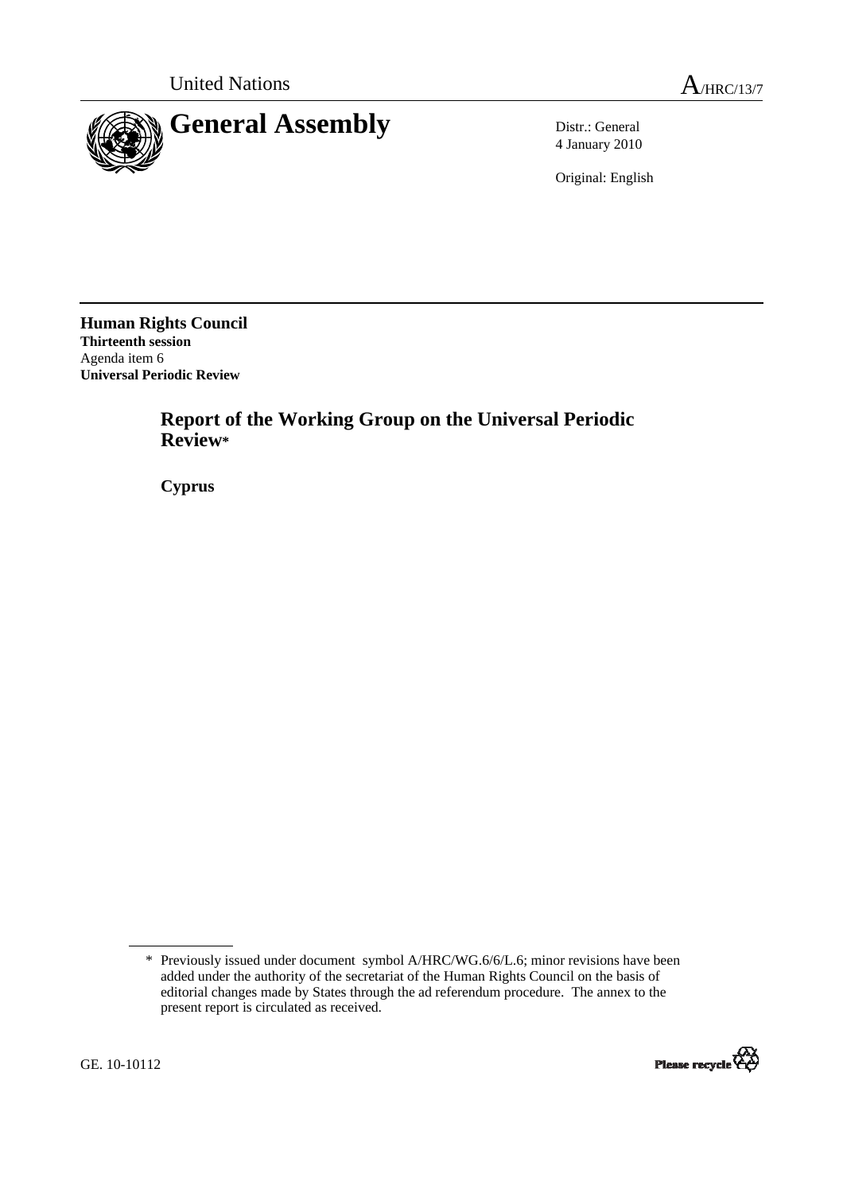United Nations

A/HRC/13/7

# General Assembly

Distr.: General
4 January 2010

Original: English

**Human Rights Council**
**Thirteenth session**
Agenda item 6
**Universal Periodic Review**

## Report of the Working Group on the Universal Periodic Review*

**Cyprus**

---

\* Previously issued under document symbol A/HRC/WG.6/6/L.6; minor revisions have been added under the authority of the secretariat of the Human Rights Council on the basis of editorial changes made by States through the ad referendum procedure. The annex to the present report is circulated as received.

GE. 10-10112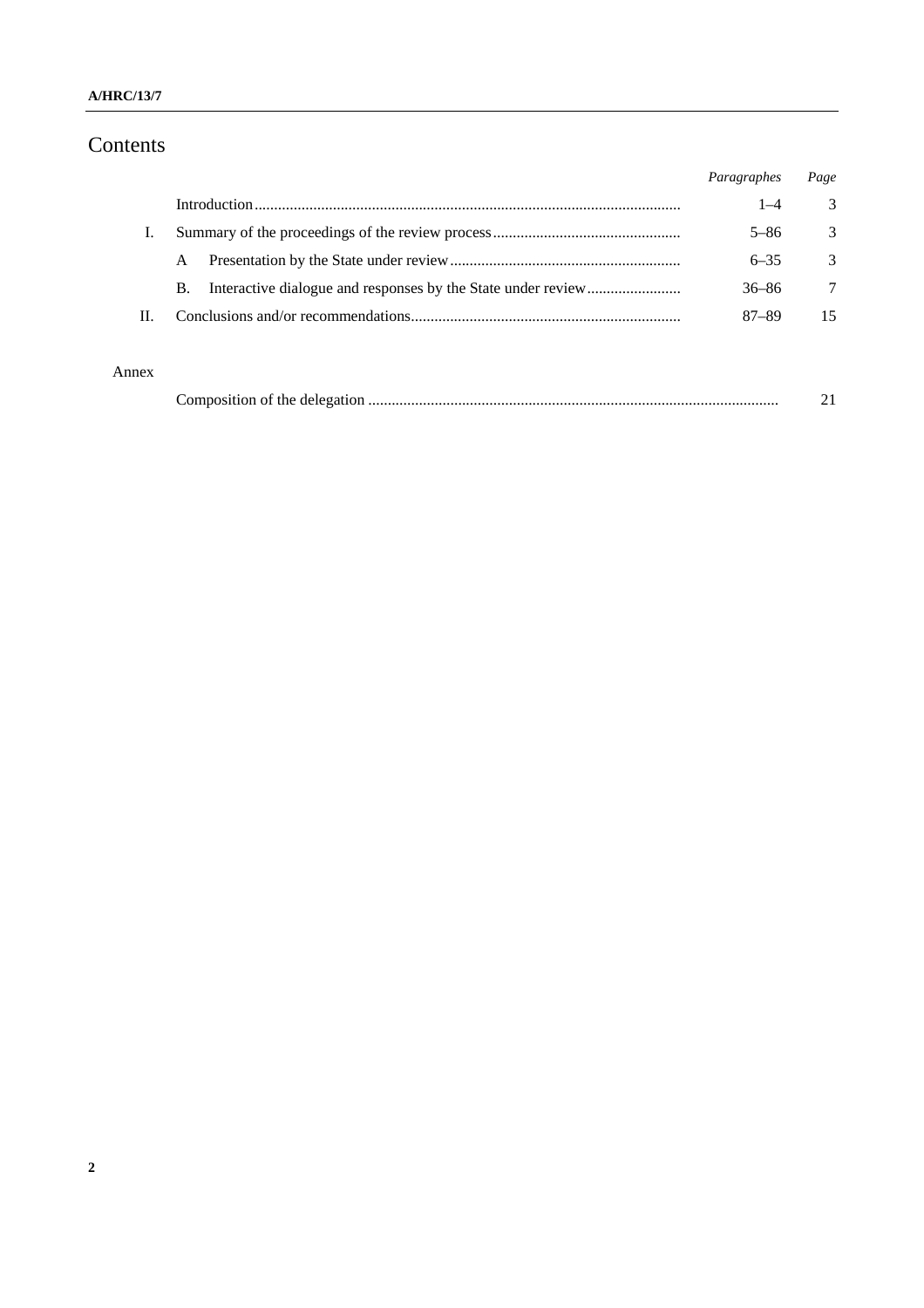# Contents

| | | *Paragraphes* | *Page* |
|---|---|---|---|
| | Introduction | 1–4 | 3 |
| I. | Summary of the proceedings of the review process | 5–86 | 3 |
| | A Presentation by the State under review | 6–35 | 3 |
| | B. Interactive dialogue and responses by the State under review | 36–86 | 7 |
| II. | Conclusions and/or recommendations | 87–89 | 15 |

Annex

| | | |
|---|---|---|
| | Composition of the delegation | 21 |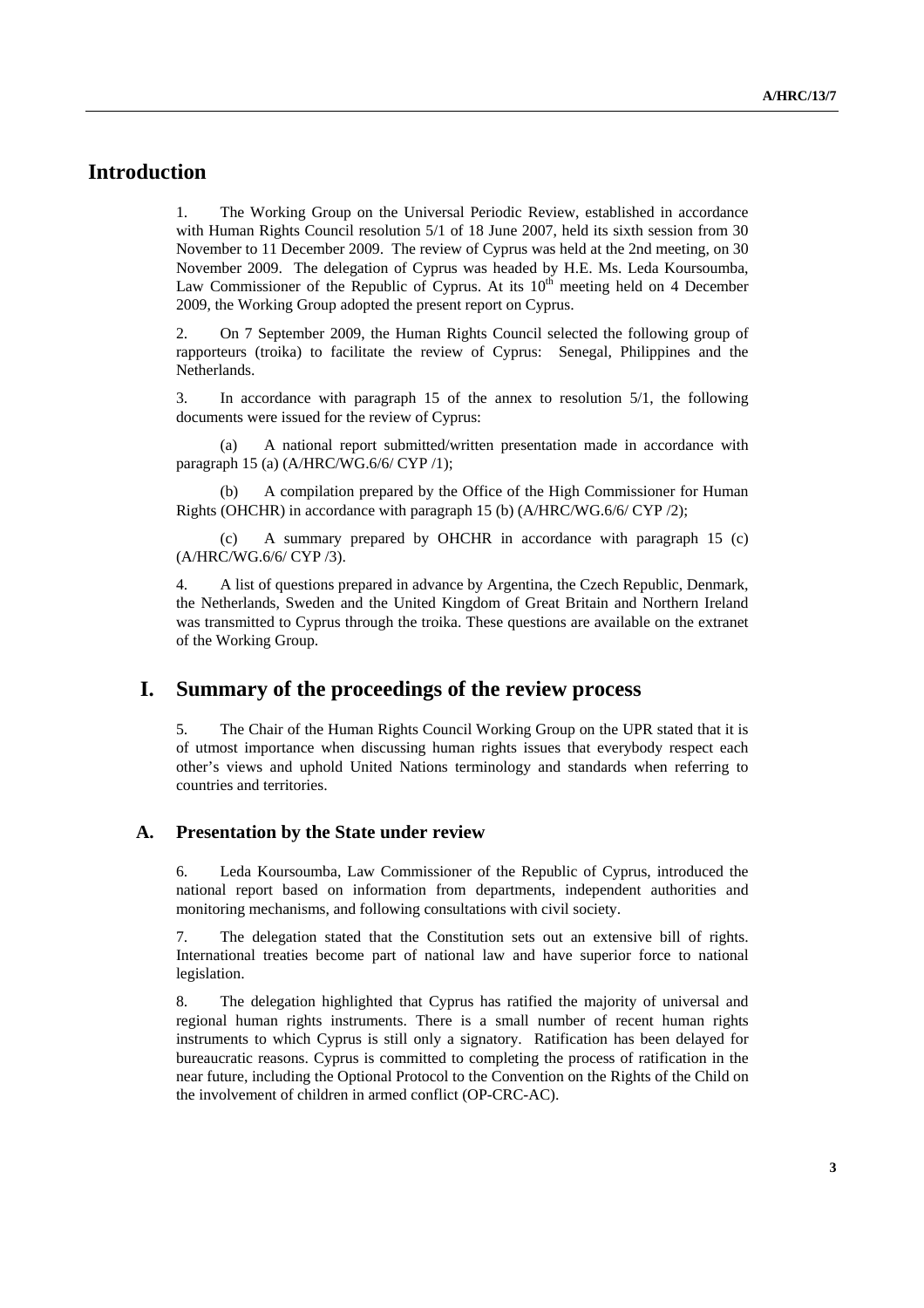# Introduction

1. The Working Group on the Universal Periodic Review, established in accordance with Human Rights Council resolution 5/1 of 18 June 2007, held its sixth session from 30 November to 11 December 2009. The review of Cyprus was held at the 2nd meeting, on 30 November 2009. The delegation of Cyprus was headed by H.E. Ms. Leda Koursoumba, Law Commissioner of the Republic of Cyprus. At its 10th meeting held on 4 December 2009, the Working Group adopted the present report on Cyprus.

2. On 7 September 2009, the Human Rights Council selected the following group of rapporteurs (troika) to facilitate the review of Cyprus: Senegal, Philippines and the Netherlands.

3. In accordance with paragraph 15 of the annex to resolution 5/1, the following documents were issued for the review of Cyprus:

(a) A national report submitted/written presentation made in accordance with paragraph 15 (a) (A/HRC/WG.6/6/ CYP /1);

(b) A compilation prepared by the Office of the High Commissioner for Human Rights (OHCHR) in accordance with paragraph 15 (b) (A/HRC/WG.6/6/ CYP /2);

(c) A summary prepared by OHCHR in accordance with paragraph 15 (c) (A/HRC/WG.6/6/ CYP /3).

4. A list of questions prepared in advance by Argentina, the Czech Republic, Denmark, the Netherlands, Sweden and the United Kingdom of Great Britain and Northern Ireland was transmitted to Cyprus through the troika. These questions are available on the extranet of the Working Group.

# I. Summary of the proceedings of the review process

5. The Chair of the Human Rights Council Working Group on the UPR stated that it is of utmost importance when discussing human rights issues that everybody respect each other's views and uphold United Nations terminology and standards when referring to countries and territories.

## A. Presentation by the State under review

6. Leda Koursoumba, Law Commissioner of the Republic of Cyprus, introduced the national report based on information from departments, independent authorities and monitoring mechanisms, and following consultations with civil society.

7. The delegation stated that the Constitution sets out an extensive bill of rights. International treaties become part of national law and have superior force to national legislation.

8. The delegation highlighted that Cyprus has ratified the majority of universal and regional human rights instruments. There is a small number of recent human rights instruments to which Cyprus is still only a signatory. Ratification has been delayed for bureaucratic reasons. Cyprus is committed to completing the process of ratification in the near future, including the Optional Protocol to the Convention on the Rights of the Child on the involvement of children in armed conflict (OP-CRC-AC).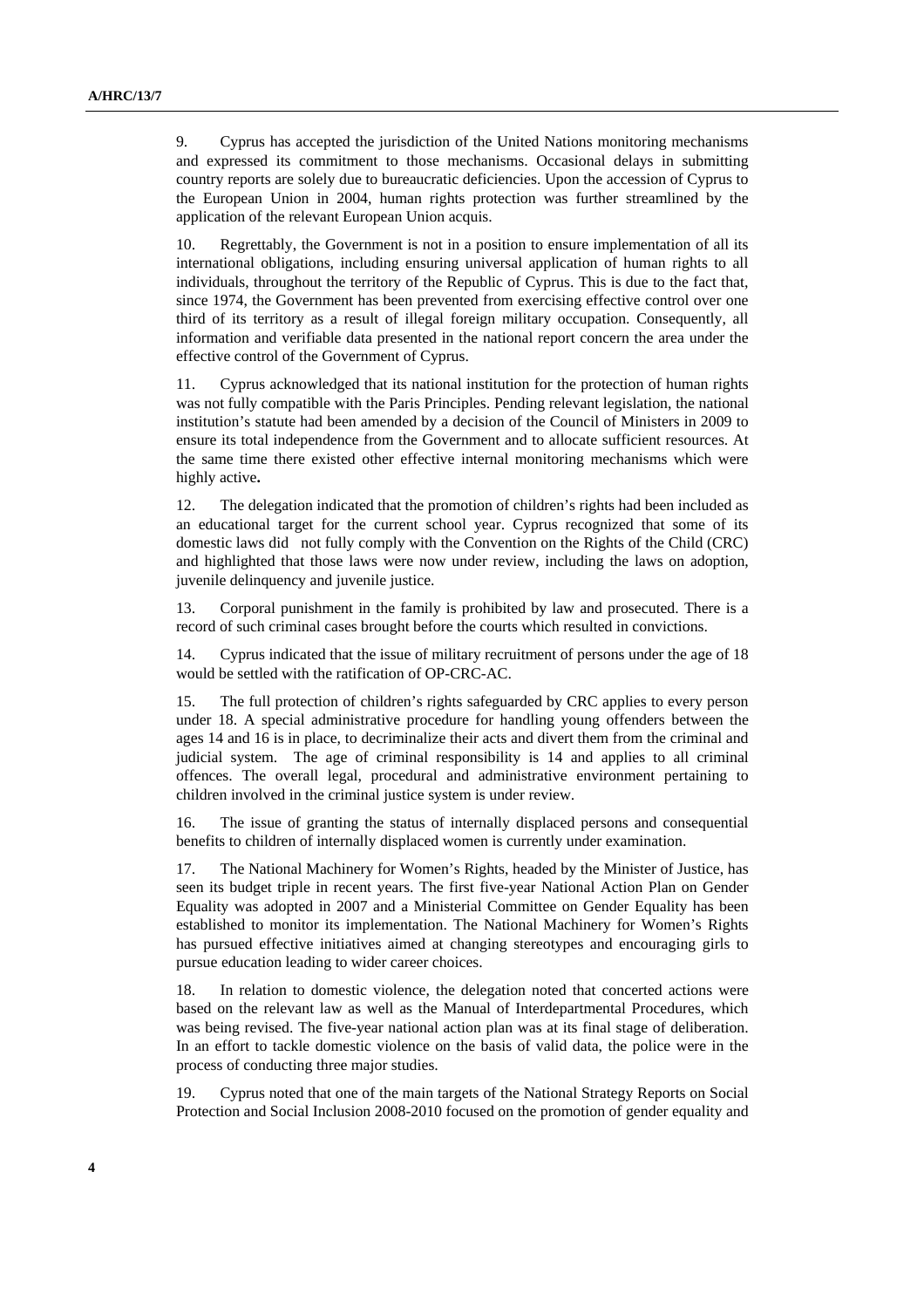9. Cyprus has accepted the jurisdiction of the United Nations monitoring mechanisms and expressed its commitment to those mechanisms. Occasional delays in submitting country reports are solely due to bureaucratic deficiencies. Upon the accession of Cyprus to the European Union in 2004, human rights protection was further streamlined by the application of the relevant European Union acquis.

10. Regrettably, the Government is not in a position to ensure implementation of all its international obligations, including ensuring universal application of human rights to all individuals, throughout the territory of the Republic of Cyprus. This is due to the fact that, since 1974, the Government has been prevented from exercising effective control over one third of its territory as a result of illegal foreign military occupation. Consequently, all information and verifiable data presented in the national report concern the area under the effective control of the Government of Cyprus.

11. Cyprus acknowledged that its national institution for the protection of human rights was not fully compatible with the Paris Principles. Pending relevant legislation, the national institution's statute had been amended by a decision of the Council of Ministers in 2009 to ensure its total independence from the Government and to allocate sufficient resources. At the same time there existed other effective internal monitoring mechanisms which were highly active**.**

12. The delegation indicated that the promotion of children's rights had been included as an educational target for the current school year. Cyprus recognized that some of its domestic laws did not fully comply with the Convention on the Rights of the Child (CRC) and highlighted that those laws were now under review, including the laws on adoption, juvenile delinquency and juvenile justice.

13. Corporal punishment in the family is prohibited by law and prosecuted. There is a record of such criminal cases brought before the courts which resulted in convictions.

14. Cyprus indicated that the issue of military recruitment of persons under the age of 18 would be settled with the ratification of OP-CRC-AC.

15. The full protection of children's rights safeguarded by CRC applies to every person under 18. A special administrative procedure for handling young offenders between the ages 14 and 16 is in place, to decriminalize their acts and divert them from the criminal and judicial system. The age of criminal responsibility is 14 and applies to all criminal offences. The overall legal, procedural and administrative environment pertaining to children involved in the criminal justice system is under review.

16. The issue of granting the status of internally displaced persons and consequential benefits to children of internally displaced women is currently under examination.

17. The National Machinery for Women's Rights, headed by the Minister of Justice, has seen its budget triple in recent years. The first five-year National Action Plan on Gender Equality was adopted in 2007 and a Ministerial Committee on Gender Equality has been established to monitor its implementation. The National Machinery for Women's Rights has pursued effective initiatives aimed at changing stereotypes and encouraging girls to pursue education leading to wider career choices.

18. In relation to domestic violence, the delegation noted that concerted actions were based on the relevant law as well as the Manual of Interdepartmental Procedures, which was being revised. The five-year national action plan was at its final stage of deliberation. In an effort to tackle domestic violence on the basis of valid data, the police were in the process of conducting three major studies.

19. Cyprus noted that one of the main targets of the National Strategy Reports on Social Protection and Social Inclusion 2008-2010 focused on the promotion of gender equality and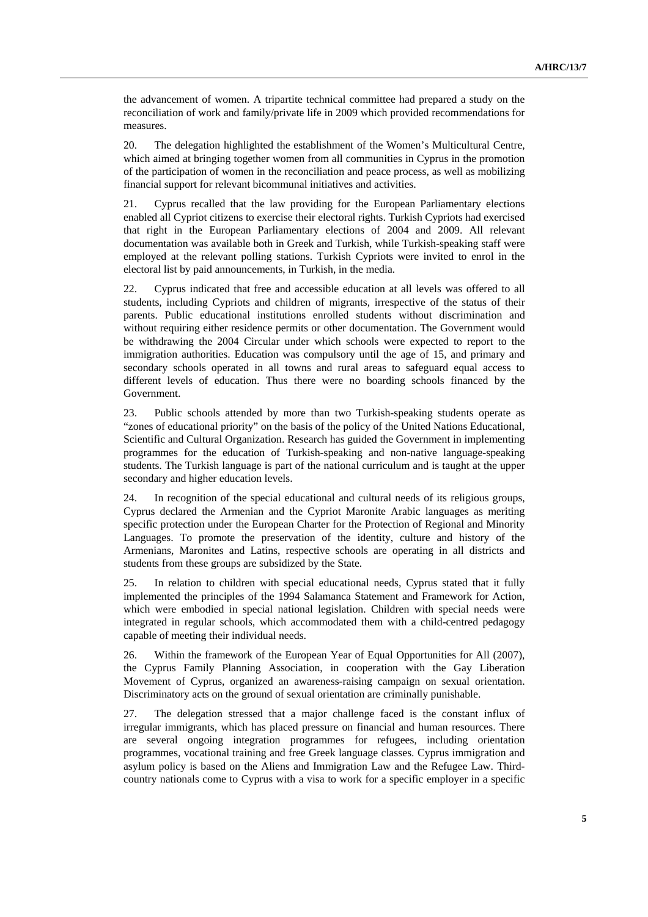the advancement of women. A tripartite technical committee had prepared a study on the reconciliation of work and family/private life in 2009 which provided recommendations for measures.

20. The delegation highlighted the establishment of the Women's Multicultural Centre, which aimed at bringing together women from all communities in Cyprus in the promotion of the participation of women in the reconciliation and peace process, as well as mobilizing financial support for relevant bicommunal initiatives and activities.

21. Cyprus recalled that the law providing for the European Parliamentary elections enabled all Cypriot citizens to exercise their electoral rights. Turkish Cypriots had exercised that right in the European Parliamentary elections of 2004 and 2009. All relevant documentation was available both in Greek and Turkish, while Turkish-speaking staff were employed at the relevant polling stations. Turkish Cypriots were invited to enrol in the electoral list by paid announcements, in Turkish, in the media.

22. Cyprus indicated that free and accessible education at all levels was offered to all students, including Cypriots and children of migrants, irrespective of the status of their parents. Public educational institutions enrolled students without discrimination and without requiring either residence permits or other documentation. The Government would be withdrawing the 2004 Circular under which schools were expected to report to the immigration authorities. Education was compulsory until the age of 15, and primary and secondary schools operated in all towns and rural areas to safeguard equal access to different levels of education. Thus there were no boarding schools financed by the Government.

23. Public schools attended by more than two Turkish-speaking students operate as "zones of educational priority" on the basis of the policy of the United Nations Educational, Scientific and Cultural Organization. Research has guided the Government in implementing programmes for the education of Turkish-speaking and non-native language-speaking students. The Turkish language is part of the national curriculum and is taught at the upper secondary and higher education levels.

24. In recognition of the special educational and cultural needs of its religious groups, Cyprus declared the Armenian and the Cypriot Maronite Arabic languages as meriting specific protection under the European Charter for the Protection of Regional and Minority Languages. To promote the preservation of the identity, culture and history of the Armenians, Maronites and Latins, respective schools are operating in all districts and students from these groups are subsidized by the State.

25. In relation to children with special educational needs, Cyprus stated that it fully implemented the principles of the 1994 Salamanca Statement and Framework for Action, which were embodied in special national legislation. Children with special needs were integrated in regular schools, which accommodated them with a child-centred pedagogy capable of meeting their individual needs.

26. Within the framework of the European Year of Equal Opportunities for All (2007), the Cyprus Family Planning Association, in cooperation with the Gay Liberation Movement of Cyprus, organized an awareness-raising campaign on sexual orientation. Discriminatory acts on the ground of sexual orientation are criminally punishable.

27. The delegation stressed that a major challenge faced is the constant influx of irregular immigrants, which has placed pressure on financial and human resources. There are several ongoing integration programmes for refugees, including orientation programmes, vocational training and free Greek language classes. Cyprus immigration and asylum policy is based on the Aliens and Immigration Law and the Refugee Law. Third-country nationals come to Cyprus with a visa to work for a specific employer in a specific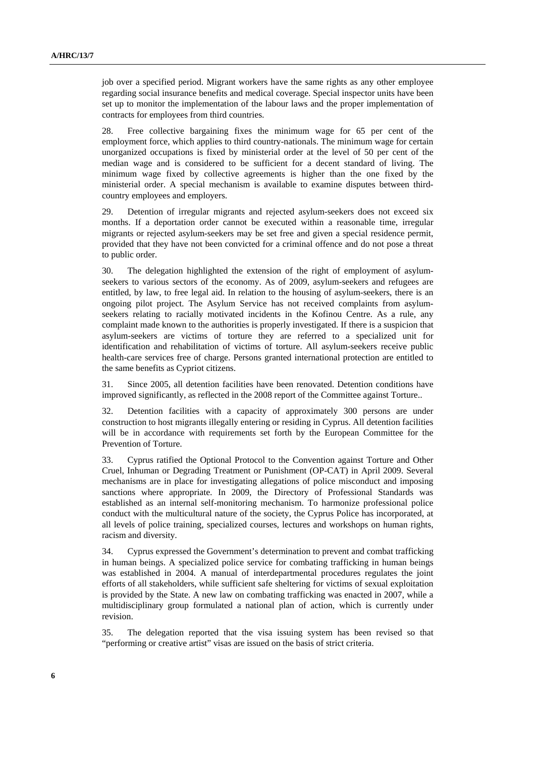job over a specified period. Migrant workers have the same rights as any other employee regarding social insurance benefits and medical coverage. Special inspector units have been set up to monitor the implementation of the labour laws and the proper implementation of contracts for employees from third countries.

28. Free collective bargaining fixes the minimum wage for 65 per cent of the employment force, which applies to third country-nationals. The minimum wage for certain unorganized occupations is fixed by ministerial order at the level of 50 per cent of the median wage and is considered to be sufficient for a decent standard of living. The minimum wage fixed by collective agreements is higher than the one fixed by the ministerial order. A special mechanism is available to examine disputes between third-country employees and employers.

29. Detention of irregular migrants and rejected asylum-seekers does not exceed six months. If a deportation order cannot be executed within a reasonable time, irregular migrants or rejected asylum-seekers may be set free and given a special residence permit, provided that they have not been convicted for a criminal offence and do not pose a threat to public order.

30. The delegation highlighted the extension of the right of employment of asylum-seekers to various sectors of the economy. As of 2009, asylum-seekers and refugees are entitled, by law, to free legal aid. In relation to the housing of asylum-seekers, there is an ongoing pilot project. The Asylum Service has not received complaints from asylum-seekers relating to racially motivated incidents in the Kofinou Centre. As a rule, any complaint made known to the authorities is properly investigated. If there is a suspicion that asylum-seekers are victims of torture they are referred to a specialized unit for identification and rehabilitation of victims of torture. All asylum-seekers receive public health-care services free of charge. Persons granted international protection are entitled to the same benefits as Cypriot citizens.

31. Since 2005, all detention facilities have been renovated. Detention conditions have improved significantly, as reflected in the 2008 report of the Committee against Torture..

32. Detention facilities with a capacity of approximately 300 persons are under construction to host migrants illegally entering or residing in Cyprus. All detention facilities will be in accordance with requirements set forth by the European Committee for the Prevention of Torture.

33. Cyprus ratified the Optional Protocol to the Convention against Torture and Other Cruel, Inhuman or Degrading Treatment or Punishment (OP-CAT) in April 2009. Several mechanisms are in place for investigating allegations of police misconduct and imposing sanctions where appropriate. In 2009, the Directory of Professional Standards was established as an internal self-monitoring mechanism. To harmonize professional police conduct with the multicultural nature of the society, the Cyprus Police has incorporated, at all levels of police training, specialized courses, lectures and workshops on human rights, racism and diversity.

34. Cyprus expressed the Government's determination to prevent and combat trafficking in human beings. A specialized police service for combating trafficking in human beings was established in 2004. A manual of interdepartmental procedures regulates the joint efforts of all stakeholders, while sufficient safe sheltering for victims of sexual exploitation is provided by the State. A new law on combating trafficking was enacted in 2007, while a multidisciplinary group formulated a national plan of action, which is currently under revision.

35. The delegation reported that the visa issuing system has been revised so that "performing or creative artist" visas are issued on the basis of strict criteria.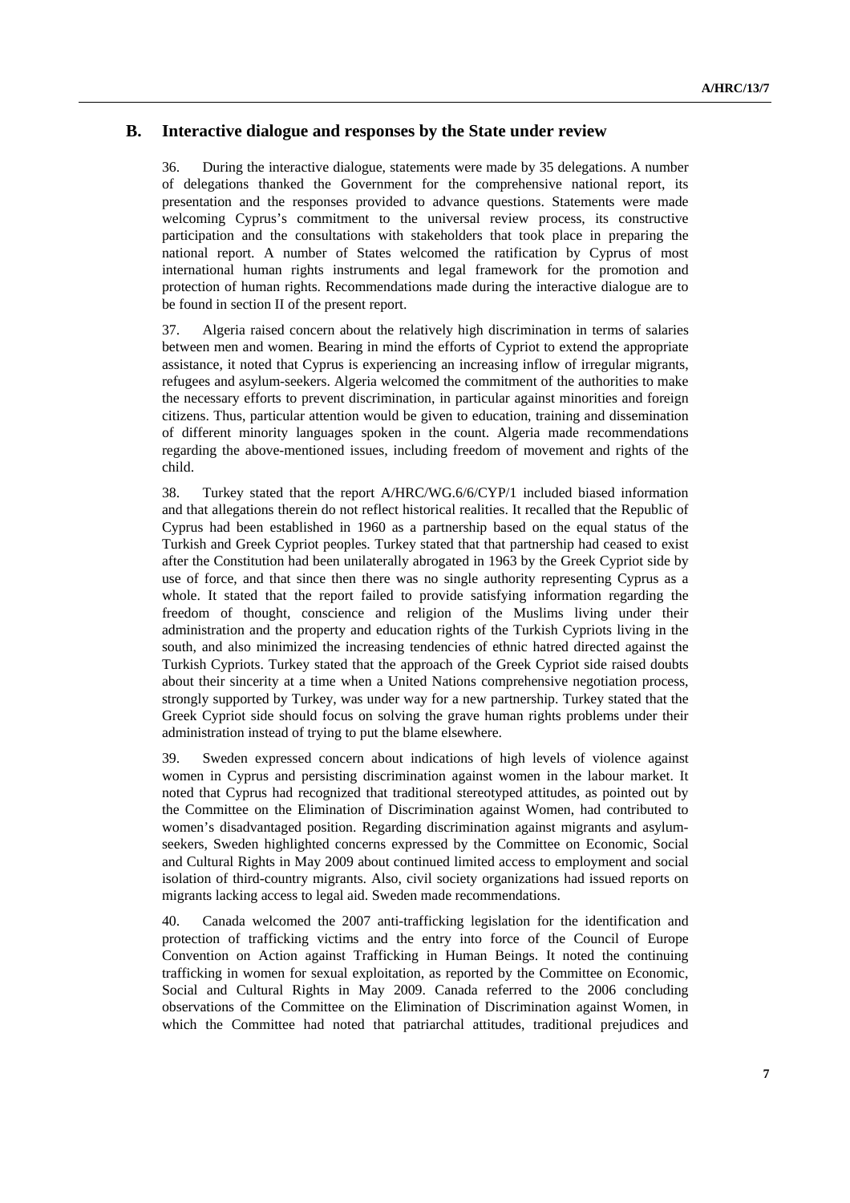## B. Interactive dialogue and responses by the State under review

36. During the interactive dialogue, statements were made by 35 delegations. A number of delegations thanked the Government for the comprehensive national report, its presentation and the responses provided to advance questions. Statements were made welcoming Cyprus's commitment to the universal review process, its constructive participation and the consultations with stakeholders that took place in preparing the national report. A number of States welcomed the ratification by Cyprus of most international human rights instruments and legal framework for the promotion and protection of human rights. Recommendations made during the interactive dialogue are to be found in section II of the present report.

37. Algeria raised concern about the relatively high discrimination in terms of salaries between men and women. Bearing in mind the efforts of Cypriot to extend the appropriate assistance, it noted that Cyprus is experiencing an increasing inflow of irregular migrants, refugees and asylum-seekers. Algeria welcomed the commitment of the authorities to make the necessary efforts to prevent discrimination, in particular against minorities and foreign citizens. Thus, particular attention would be given to education, training and dissemination of different minority languages spoken in the count. Algeria made recommendations regarding the above-mentioned issues, including freedom of movement and rights of the child.

38. Turkey stated that the report A/HRC/WG.6/6/CYP/1 included biased information and that allegations therein do not reflect historical realities. It recalled that the Republic of Cyprus had been established in 1960 as a partnership based on the equal status of the Turkish and Greek Cypriot peoples. Turkey stated that that partnership had ceased to exist after the Constitution had been unilaterally abrogated in 1963 by the Greek Cypriot side by use of force, and that since then there was no single authority representing Cyprus as a whole. It stated that the report failed to provide satisfying information regarding the freedom of thought, conscience and religion of the Muslims living under their administration and the property and education rights of the Turkish Cypriots living in the south, and also minimized the increasing tendencies of ethnic hatred directed against the Turkish Cypriots. Turkey stated that the approach of the Greek Cypriot side raised doubts about their sincerity at a time when a United Nations comprehensive negotiation process, strongly supported by Turkey, was under way for a new partnership. Turkey stated that the Greek Cypriot side should focus on solving the grave human rights problems under their administration instead of trying to put the blame elsewhere.

39. Sweden expressed concern about indications of high levels of violence against women in Cyprus and persisting discrimination against women in the labour market. It noted that Cyprus had recognized that traditional stereotyped attitudes, as pointed out by the Committee on the Elimination of Discrimination against Women, had contributed to women's disadvantaged position. Regarding discrimination against migrants and asylum-seekers, Sweden highlighted concerns expressed by the Committee on Economic, Social and Cultural Rights in May 2009 about continued limited access to employment and social isolation of third-country migrants. Also, civil society organizations had issued reports on migrants lacking access to legal aid. Sweden made recommendations.

40. Canada welcomed the 2007 anti-trafficking legislation for the identification and protection of trafficking victims and the entry into force of the Council of Europe Convention on Action against Trafficking in Human Beings. It noted the continuing trafficking in women for sexual exploitation, as reported by the Committee on Economic, Social and Cultural Rights in May 2009. Canada referred to the 2006 concluding observations of the Committee on the Elimination of Discrimination against Women, in which the Committee had noted that patriarchal attitudes, traditional prejudices and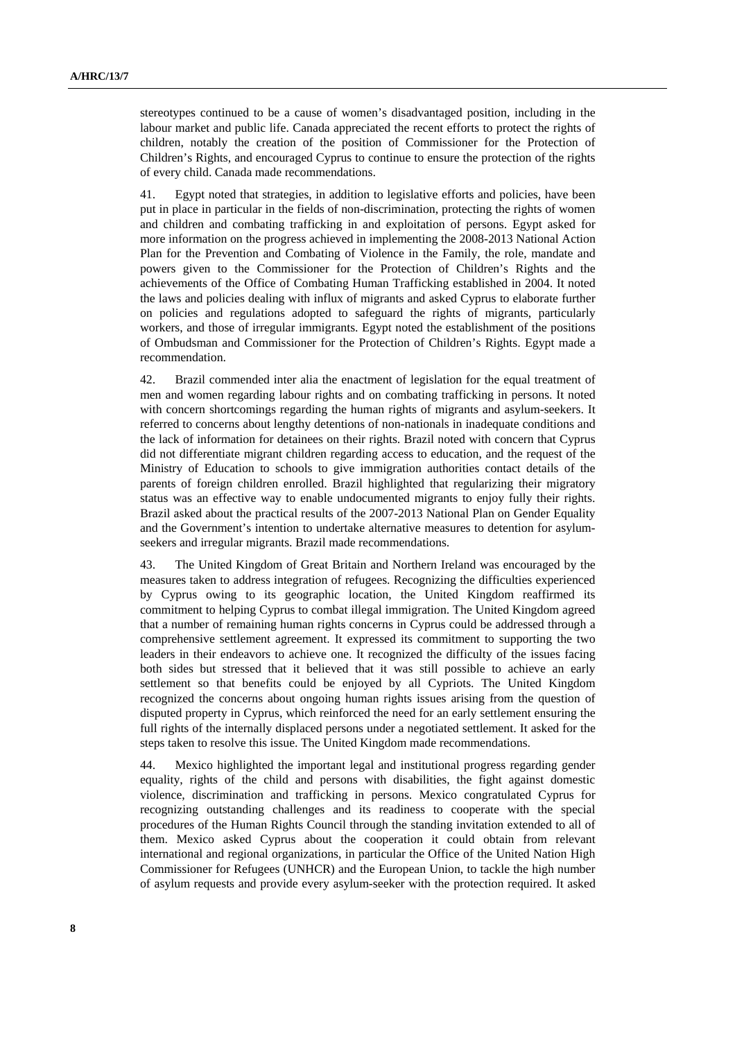stereotypes continued to be a cause of women's disadvantaged position, including in the labour market and public life. Canada appreciated the recent efforts to protect the rights of children, notably the creation of the position of Commissioner for the Protection of Children's Rights, and encouraged Cyprus to continue to ensure the protection of the rights of every child. Canada made recommendations.

41. Egypt noted that strategies, in addition to legislative efforts and policies, have been put in place in particular in the fields of non-discrimination, protecting the rights of women and children and combating trafficking in and exploitation of persons. Egypt asked for more information on the progress achieved in implementing the 2008-2013 National Action Plan for the Prevention and Combating of Violence in the Family, the role, mandate and powers given to the Commissioner for the Protection of Children's Rights and the achievements of the Office of Combating Human Trafficking established in 2004. It noted the laws and policies dealing with influx of migrants and asked Cyprus to elaborate further on policies and regulations adopted to safeguard the rights of migrants, particularly workers, and those of irregular immigrants. Egypt noted the establishment of the positions of Ombudsman and Commissioner for the Protection of Children's Rights. Egypt made a recommendation.

42. Brazil commended inter alia the enactment of legislation for the equal treatment of men and women regarding labour rights and on combating trafficking in persons. It noted with concern shortcomings regarding the human rights of migrants and asylum-seekers. It referred to concerns about lengthy detentions of non-nationals in inadequate conditions and the lack of information for detainees on their rights. Brazil noted with concern that Cyprus did not differentiate migrant children regarding access to education, and the request of the Ministry of Education to schools to give immigration authorities contact details of the parents of foreign children enrolled. Brazil highlighted that regularizing their migratory status was an effective way to enable undocumented migrants to enjoy fully their rights. Brazil asked about the practical results of the 2007-2013 National Plan on Gender Equality and the Government's intention to undertake alternative measures to detention for asylum-seekers and irregular migrants. Brazil made recommendations.

43. The United Kingdom of Great Britain and Northern Ireland was encouraged by the measures taken to address integration of refugees. Recognizing the difficulties experienced by Cyprus owing to its geographic location, the United Kingdom reaffirmed its commitment to helping Cyprus to combat illegal immigration. The United Kingdom agreed that a number of remaining human rights concerns in Cyprus could be addressed through a comprehensive settlement agreement. It expressed its commitment to supporting the two leaders in their endeavors to achieve one. It recognized the difficulty of the issues facing both sides but stressed that it believed that it was still possible to achieve an early settlement so that benefits could be enjoyed by all Cypriots. The United Kingdom recognized the concerns about ongoing human rights issues arising from the question of disputed property in Cyprus, which reinforced the need for an early settlement ensuring the full rights of the internally displaced persons under a negotiated settlement. It asked for the steps taken to resolve this issue. The United Kingdom made recommendations.

44. Mexico highlighted the important legal and institutional progress regarding gender equality, rights of the child and persons with disabilities, the fight against domestic violence, discrimination and trafficking in persons. Mexico congratulated Cyprus for recognizing outstanding challenges and its readiness to cooperate with the special procedures of the Human Rights Council through the standing invitation extended to all of them. Mexico asked Cyprus about the cooperation it could obtain from relevant international and regional organizations, in particular the Office of the United Nation High Commissioner for Refugees (UNHCR) and the European Union, to tackle the high number of asylum requests and provide every asylum-seeker with the protection required. It asked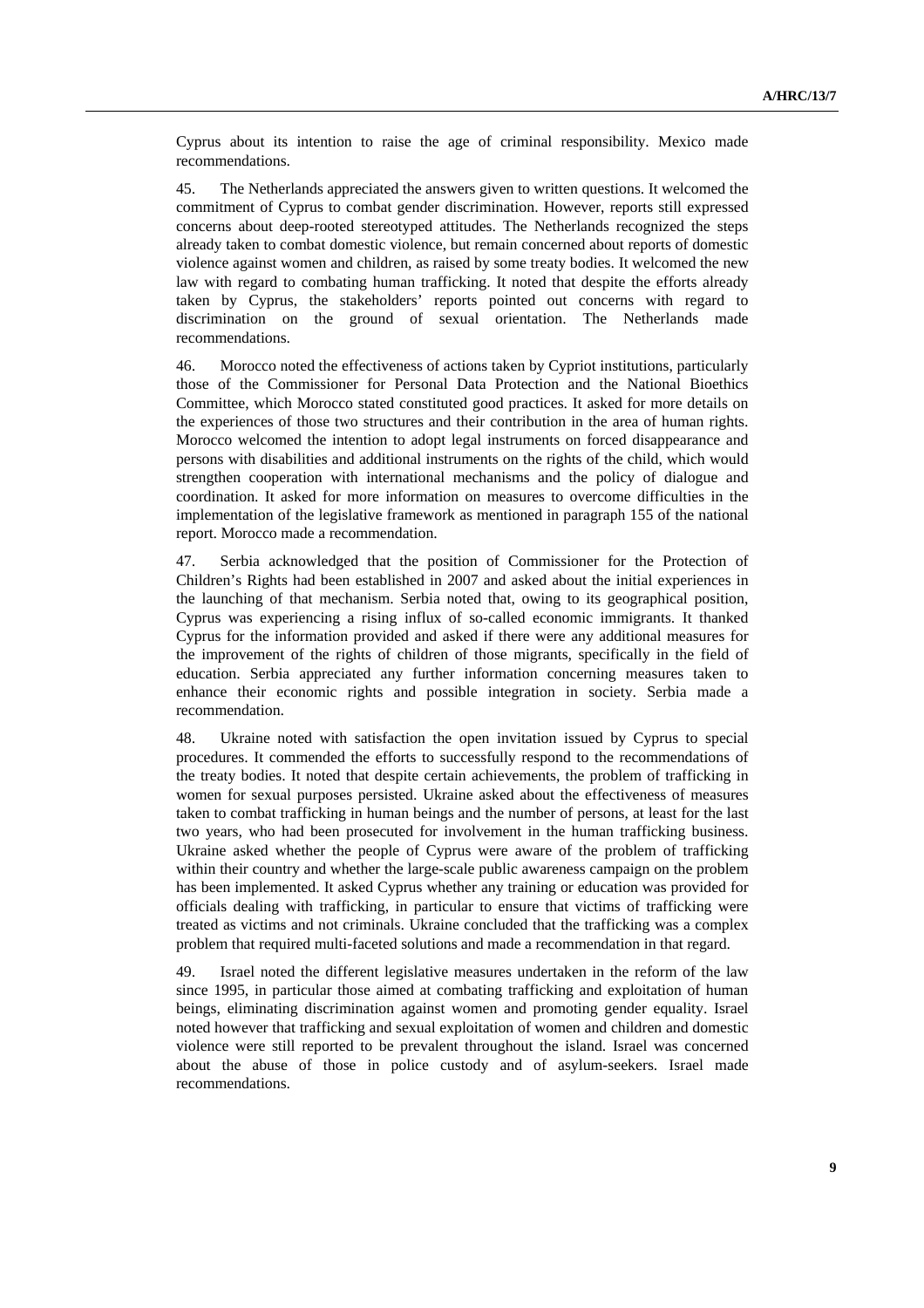Cyprus about its intention to raise the age of criminal responsibility. Mexico made recommendations.

45. The Netherlands appreciated the answers given to written questions. It welcomed the commitment of Cyprus to combat gender discrimination. However, reports still expressed concerns about deep-rooted stereotyped attitudes. The Netherlands recognized the steps already taken to combat domestic violence, but remain concerned about reports of domestic violence against women and children, as raised by some treaty bodies. It welcomed the new law with regard to combating human trafficking. It noted that despite the efforts already taken by Cyprus, the stakeholders' reports pointed out concerns with regard to discrimination on the ground of sexual orientation. The Netherlands made recommendations.

46. Morocco noted the effectiveness of actions taken by Cypriot institutions, particularly those of the Commissioner for Personal Data Protection and the National Bioethics Committee, which Morocco stated constituted good practices. It asked for more details on the experiences of those two structures and their contribution in the area of human rights. Morocco welcomed the intention to adopt legal instruments on forced disappearance and persons with disabilities and additional instruments on the rights of the child, which would strengthen cooperation with international mechanisms and the policy of dialogue and coordination. It asked for more information on measures to overcome difficulties in the implementation of the legislative framework as mentioned in paragraph 155 of the national report. Morocco made a recommendation.

47. Serbia acknowledged that the position of Commissioner for the Protection of Children's Rights had been established in 2007 and asked about the initial experiences in the launching of that mechanism. Serbia noted that, owing to its geographical position, Cyprus was experiencing a rising influx of so-called economic immigrants. It thanked Cyprus for the information provided and asked if there were any additional measures for the improvement of the rights of children of those migrants, specifically in the field of education. Serbia appreciated any further information concerning measures taken to enhance their economic rights and possible integration in society. Serbia made a recommendation.

48. Ukraine noted with satisfaction the open invitation issued by Cyprus to special procedures. It commended the efforts to successfully respond to the recommendations of the treaty bodies. It noted that despite certain achievements, the problem of trafficking in women for sexual purposes persisted. Ukraine asked about the effectiveness of measures taken to combat trafficking in human beings and the number of persons, at least for the last two years, who had been prosecuted for involvement in the human trafficking business. Ukraine asked whether the people of Cyprus were aware of the problem of trafficking within their country and whether the large-scale public awareness campaign on the problem has been implemented. It asked Cyprus whether any training or education was provided for officials dealing with trafficking, in particular to ensure that victims of trafficking were treated as victims and not criminals. Ukraine concluded that the trafficking was a complex problem that required multi-faceted solutions and made a recommendation in that regard.

49. Israel noted the different legislative measures undertaken in the reform of the law since 1995, in particular those aimed at combating trafficking and exploitation of human beings, eliminating discrimination against women and promoting gender equality. Israel noted however that trafficking and sexual exploitation of women and children and domestic violence were still reported to be prevalent throughout the island. Israel was concerned about the abuse of those in police custody and of asylum-seekers. Israel made recommendations.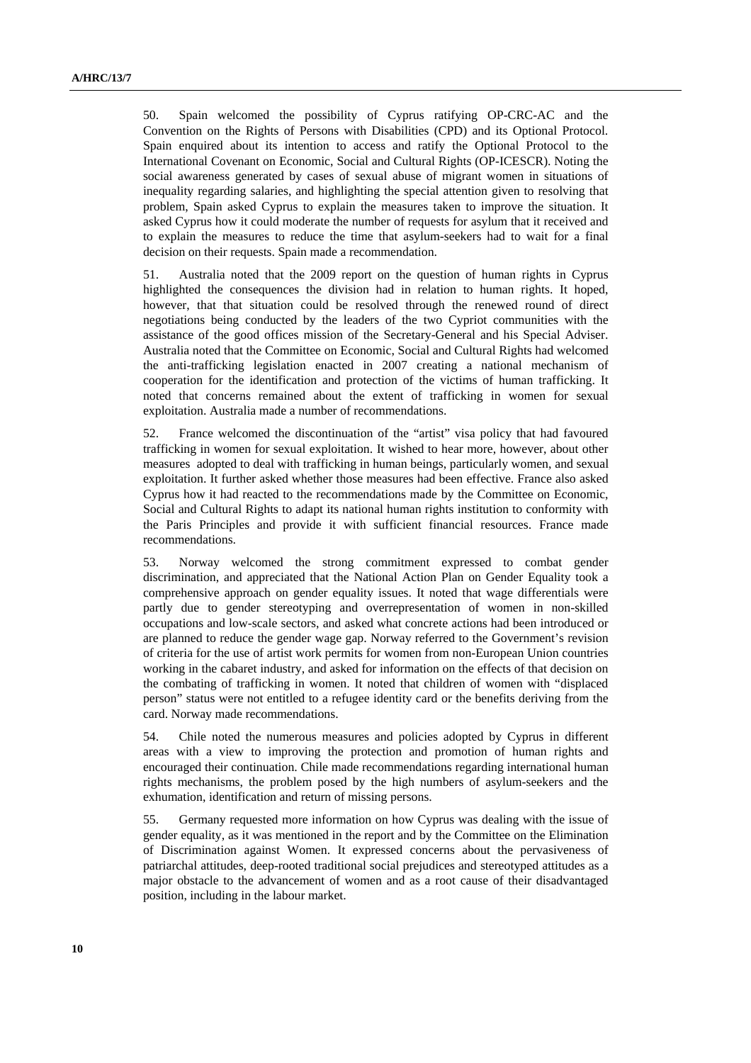50. Spain welcomed the possibility of Cyprus ratifying OP-CRC-AC and the Convention on the Rights of Persons with Disabilities (CPD) and its Optional Protocol. Spain enquired about its intention to access and ratify the Optional Protocol to the International Covenant on Economic, Social and Cultural Rights (OP-ICESCR). Noting the social awareness generated by cases of sexual abuse of migrant women in situations of inequality regarding salaries, and highlighting the special attention given to resolving that problem, Spain asked Cyprus to explain the measures taken to improve the situation. It asked Cyprus how it could moderate the number of requests for asylum that it received and to explain the measures to reduce the time that asylum-seekers had to wait for a final decision on their requests. Spain made a recommendation.

51. Australia noted that the 2009 report on the question of human rights in Cyprus highlighted the consequences the division had in relation to human rights. It hoped, however, that that situation could be resolved through the renewed round of direct negotiations being conducted by the leaders of the two Cypriot communities with the assistance of the good offices mission of the Secretary-General and his Special Adviser. Australia noted that the Committee on Economic, Social and Cultural Rights had welcomed the anti-trafficking legislation enacted in 2007 creating a national mechanism of cooperation for the identification and protection of the victims of human trafficking. It noted that concerns remained about the extent of trafficking in women for sexual exploitation. Australia made a number of recommendations.

52. France welcomed the discontinuation of the "artist" visa policy that had favoured trafficking in women for sexual exploitation. It wished to hear more, however, about other measures adopted to deal with trafficking in human beings, particularly women, and sexual exploitation. It further asked whether those measures had been effective. France also asked Cyprus how it had reacted to the recommendations made by the Committee on Economic, Social and Cultural Rights to adapt its national human rights institution to conformity with the Paris Principles and provide it with sufficient financial resources. France made recommendations.

53. Norway welcomed the strong commitment expressed to combat gender discrimination, and appreciated that the National Action Plan on Gender Equality took a comprehensive approach on gender equality issues. It noted that wage differentials were partly due to gender stereotyping and overrepresentation of women in non-skilled occupations and low-scale sectors, and asked what concrete actions had been introduced or are planned to reduce the gender wage gap. Norway referred to the Government's revision of criteria for the use of artist work permits for women from non-European Union countries working in the cabaret industry, and asked for information on the effects of that decision on the combating of trafficking in women. It noted that children of women with "displaced person" status were not entitled to a refugee identity card or the benefits deriving from the card. Norway made recommendations.

54. Chile noted the numerous measures and policies adopted by Cyprus in different areas with a view to improving the protection and promotion of human rights and encouraged their continuation. Chile made recommendations regarding international human rights mechanisms, the problem posed by the high numbers of asylum-seekers and the exhumation, identification and return of missing persons.

55. Germany requested more information on how Cyprus was dealing with the issue of gender equality, as it was mentioned in the report and by the Committee on the Elimination of Discrimination against Women. It expressed concerns about the pervasiveness of patriarchal attitudes, deep-rooted traditional social prejudices and stereotyped attitudes as a major obstacle to the advancement of women and as a root cause of their disadvantaged position, including in the labour market.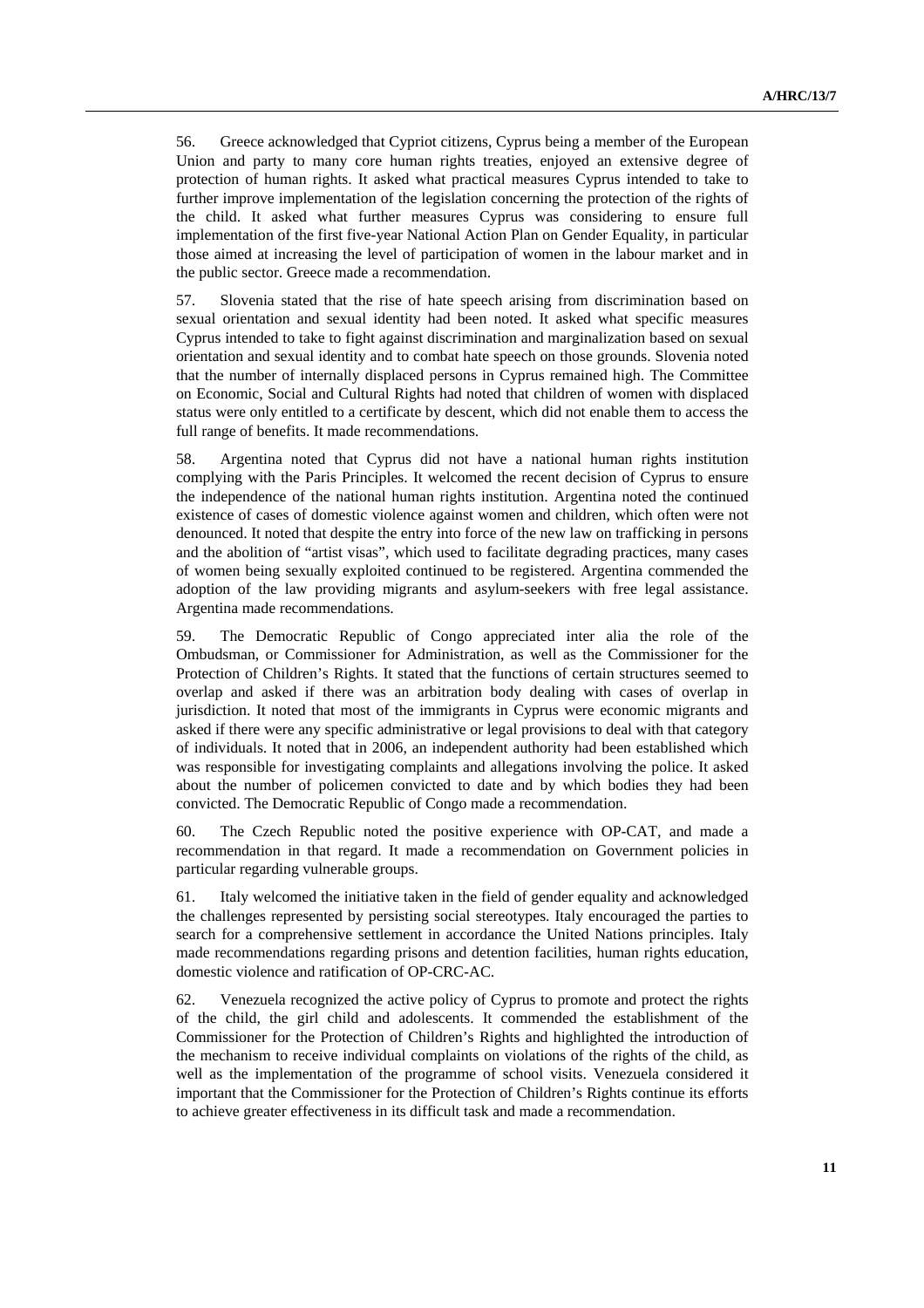56. Greece acknowledged that Cypriot citizens, Cyprus being a member of the European Union and party to many core human rights treaties, enjoyed an extensive degree of protection of human rights. It asked what practical measures Cyprus intended to take to further improve implementation of the legislation concerning the protection of the rights of the child. It asked what further measures Cyprus was considering to ensure full implementation of the first five-year National Action Plan on Gender Equality, in particular those aimed at increasing the level of participation of women in the labour market and in the public sector. Greece made a recommendation.

57. Slovenia stated that the rise of hate speech arising from discrimination based on sexual orientation and sexual identity had been noted. It asked what specific measures Cyprus intended to take to fight against discrimination and marginalization based on sexual orientation and sexual identity and to combat hate speech on those grounds. Slovenia noted that the number of internally displaced persons in Cyprus remained high. The Committee on Economic, Social and Cultural Rights had noted that children of women with displaced status were only entitled to a certificate by descent, which did not enable them to access the full range of benefits. It made recommendations.

58. Argentina noted that Cyprus did not have a national human rights institution complying with the Paris Principles. It welcomed the recent decision of Cyprus to ensure the independence of the national human rights institution. Argentina noted the continued existence of cases of domestic violence against women and children, which often were not denounced. It noted that despite the entry into force of the new law on trafficking in persons and the abolition of "artist visas", which used to facilitate degrading practices, many cases of women being sexually exploited continued to be registered. Argentina commended the adoption of the law providing migrants and asylum-seekers with free legal assistance. Argentina made recommendations.

59. The Democratic Republic of Congo appreciated inter alia the role of the Ombudsman, or Commissioner for Administration, as well as the Commissioner for the Protection of Children's Rights. It stated that the functions of certain structures seemed to overlap and asked if there was an arbitration body dealing with cases of overlap in jurisdiction. It noted that most of the immigrants in Cyprus were economic migrants and asked if there were any specific administrative or legal provisions to deal with that category of individuals. It noted that in 2006, an independent authority had been established which was responsible for investigating complaints and allegations involving the police. It asked about the number of policemen convicted to date and by which bodies they had been convicted. The Democratic Republic of Congo made a recommendation.

60. The Czech Republic noted the positive experience with OP-CAT, and made a recommendation in that regard. It made a recommendation on Government policies in particular regarding vulnerable groups.

61. Italy welcomed the initiative taken in the field of gender equality and acknowledged the challenges represented by persisting social stereotypes. Italy encouraged the parties to search for a comprehensive settlement in accordance the United Nations principles. Italy made recommendations regarding prisons and detention facilities, human rights education, domestic violence and ratification of OP-CRC-AC.

62. Venezuela recognized the active policy of Cyprus to promote and protect the rights of the child, the girl child and adolescents. It commended the establishment of the Commissioner for the Protection of Children's Rights and highlighted the introduction of the mechanism to receive individual complaints on violations of the rights of the child, as well as the implementation of the programme of school visits. Venezuela considered it important that the Commissioner for the Protection of Children's Rights continue its efforts to achieve greater effectiveness in its difficult task and made a recommendation.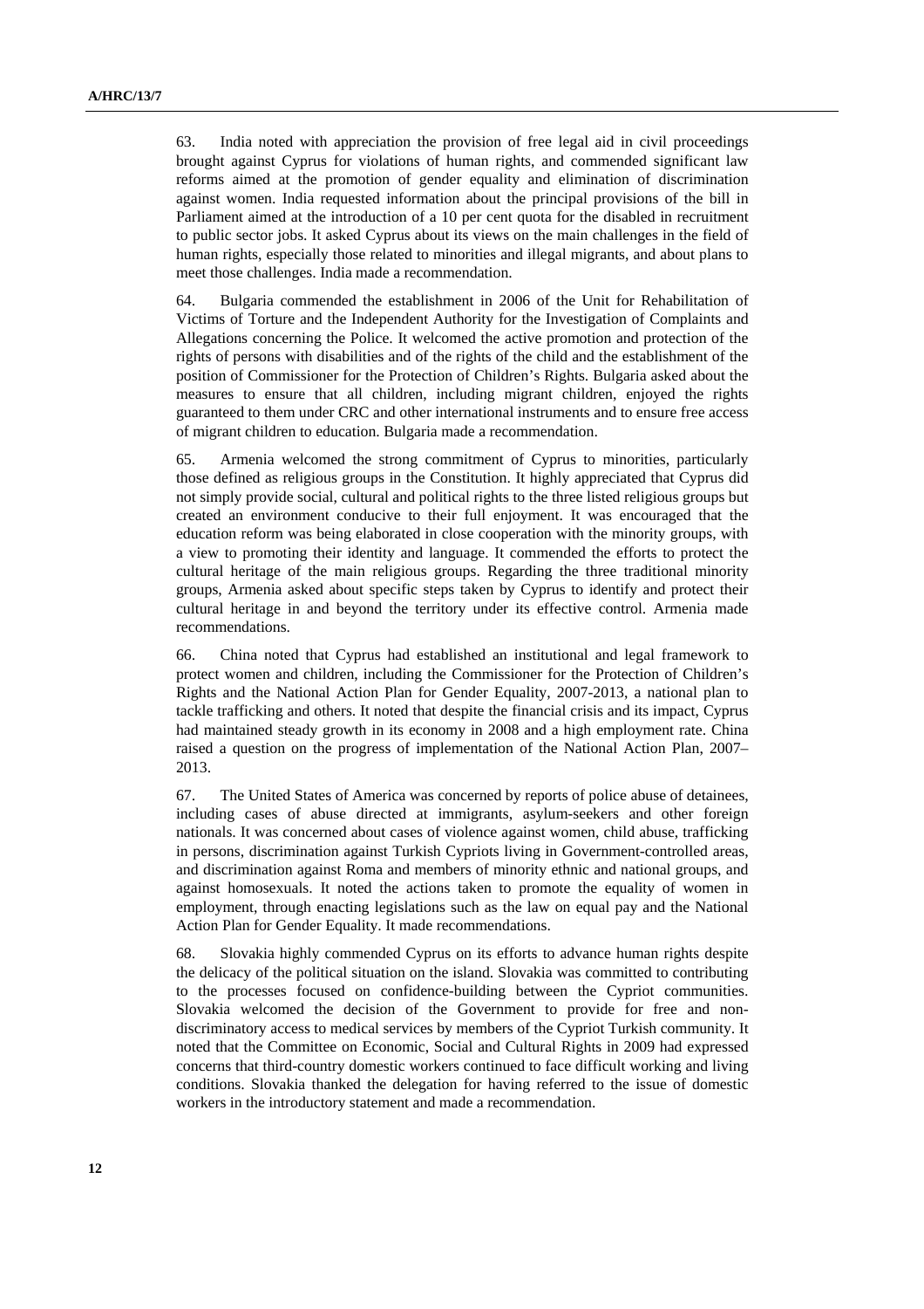63. India noted with appreciation the provision of free legal aid in civil proceedings brought against Cyprus for violations of human rights, and commended significant law reforms aimed at the promotion of gender equality and elimination of discrimination against women. India requested information about the principal provisions of the bill in Parliament aimed at the introduction of a 10 per cent quota for the disabled in recruitment to public sector jobs. It asked Cyprus about its views on the main challenges in the field of human rights, especially those related to minorities and illegal migrants, and about plans to meet those challenges. India made a recommendation.

64. Bulgaria commended the establishment in 2006 of the Unit for Rehabilitation of Victims of Torture and the Independent Authority for the Investigation of Complaints and Allegations concerning the Police. It welcomed the active promotion and protection of the rights of persons with disabilities and of the rights of the child and the establishment of the position of Commissioner for the Protection of Children's Rights. Bulgaria asked about the measures to ensure that all children, including migrant children, enjoyed the rights guaranteed to them under CRC and other international instruments and to ensure free access of migrant children to education. Bulgaria made a recommendation.

65. Armenia welcomed the strong commitment of Cyprus to minorities, particularly those defined as religious groups in the Constitution. It highly appreciated that Cyprus did not simply provide social, cultural and political rights to the three listed religious groups but created an environment conducive to their full enjoyment. It was encouraged that the education reform was being elaborated in close cooperation with the minority groups, with a view to promoting their identity and language. It commended the efforts to protect the cultural heritage of the main religious groups. Regarding the three traditional minority groups, Armenia asked about specific steps taken by Cyprus to identify and protect their cultural heritage in and beyond the territory under its effective control. Armenia made recommendations.

66. China noted that Cyprus had established an institutional and legal framework to protect women and children, including the Commissioner for the Protection of Children's Rights and the National Action Plan for Gender Equality, 2007-2013, a national plan to tackle trafficking and others. It noted that despite the financial crisis and its impact, Cyprus had maintained steady growth in its economy in 2008 and a high employment rate. China raised a question on the progress of implementation of the National Action Plan, 2007–2013.

67. The United States of America was concerned by reports of police abuse of detainees, including cases of abuse directed at immigrants, asylum-seekers and other foreign nationals. It was concerned about cases of violence against women, child abuse, trafficking in persons, discrimination against Turkish Cypriots living in Government-controlled areas, and discrimination against Roma and members of minority ethnic and national groups, and against homosexuals. It noted the actions taken to promote the equality of women in employment, through enacting legislations such as the law on equal pay and the National Action Plan for Gender Equality. It made recommendations.

68. Slovakia highly commended Cyprus on its efforts to advance human rights despite the delicacy of the political situation on the island. Slovakia was committed to contributing to the processes focused on confidence-building between the Cypriot communities. Slovakia welcomed the decision of the Government to provide for free and non-discriminatory access to medical services by members of the Cypriot Turkish community. It noted that the Committee on Economic, Social and Cultural Rights in 2009 had expressed concerns that third-country domestic workers continued to face difficult working and living conditions. Slovakia thanked the delegation for having referred to the issue of domestic workers in the introductory statement and made a recommendation.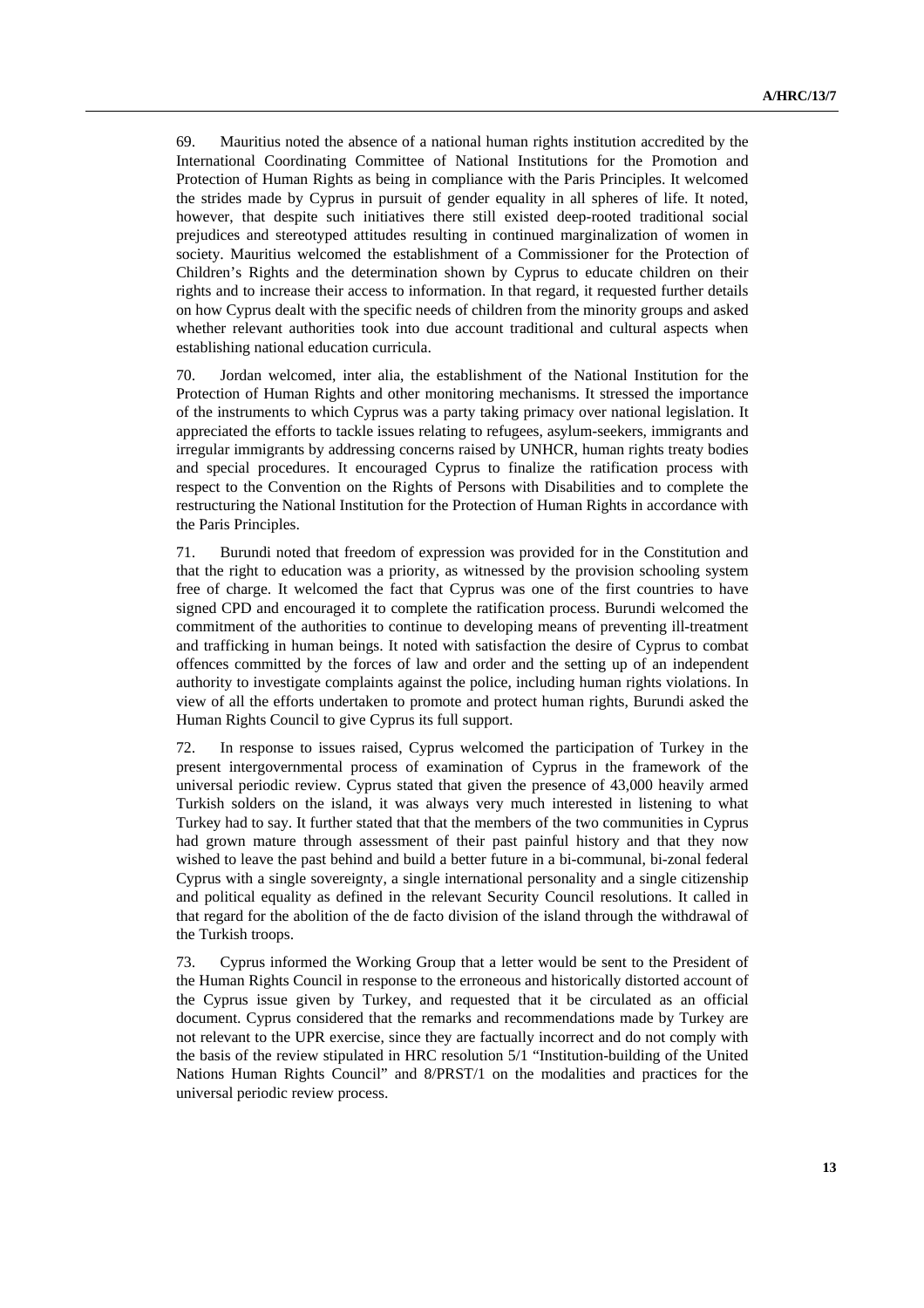69. Mauritius noted the absence of a national human rights institution accredited by the International Coordinating Committee of National Institutions for the Promotion and Protection of Human Rights as being in compliance with the Paris Principles. It welcomed the strides made by Cyprus in pursuit of gender equality in all spheres of life. It noted, however, that despite such initiatives there still existed deep-rooted traditional social prejudices and stereotyped attitudes resulting in continued marginalization of women in society. Mauritius welcomed the establishment of a Commissioner for the Protection of Children's Rights and the determination shown by Cyprus to educate children on their rights and to increase their access to information. In that regard, it requested further details on how Cyprus dealt with the specific needs of children from the minority groups and asked whether relevant authorities took into due account traditional and cultural aspects when establishing national education curricula.

70. Jordan welcomed, inter alia, the establishment of the National Institution for the Protection of Human Rights and other monitoring mechanisms. It stressed the importance of the instruments to which Cyprus was a party taking primacy over national legislation. It appreciated the efforts to tackle issues relating to refugees, asylum-seekers, immigrants and irregular immigrants by addressing concerns raised by UNHCR, human rights treaty bodies and special procedures. It encouraged Cyprus to finalize the ratification process with respect to the Convention on the Rights of Persons with Disabilities and to complete the restructuring the National Institution for the Protection of Human Rights in accordance with the Paris Principles.

71. Burundi noted that freedom of expression was provided for in the Constitution and that the right to education was a priority, as witnessed by the provision schooling system free of charge. It welcomed the fact that Cyprus was one of the first countries to have signed CPD and encouraged it to complete the ratification process. Burundi welcomed the commitment of the authorities to continue to developing means of preventing ill-treatment and trafficking in human beings. It noted with satisfaction the desire of Cyprus to combat offences committed by the forces of law and order and the setting up of an independent authority to investigate complaints against the police, including human rights violations. In view of all the efforts undertaken to promote and protect human rights, Burundi asked the Human Rights Council to give Cyprus its full support.

72. In response to issues raised, Cyprus welcomed the participation of Turkey in the present intergovernmental process of examination of Cyprus in the framework of the universal periodic review. Cyprus stated that given the presence of 43,000 heavily armed Turkish soldiers on the island, it was always very much interested in listening to what Turkey had to say. It further stated that that the members of the two communities in Cyprus had grown mature through assessment of their past painful history and that they now wished to leave the past behind and build a better future in a bi-communal, bi-zonal federal Cyprus with a single sovereignty, a single international personality and a single citizenship and political equality as defined in the relevant Security Council resolutions. It called in that regard for the abolition of the de facto division of the island through the withdrawal of the Turkish troops.

73. Cyprus informed the Working Group that a letter would be sent to the President of the Human Rights Council in response to the erroneous and historically distorted account of the Cyprus issue given by Turkey, and requested that it be circulated as an official document. Cyprus considered that the remarks and recommendations made by Turkey are not relevant to the UPR exercise, since they are factually incorrect and do not comply with the basis of the review stipulated in HRC resolution 5/1 "Institution-building of the United Nations Human Rights Council" and 8/PRST/1 on the modalities and practices for the universal periodic review process.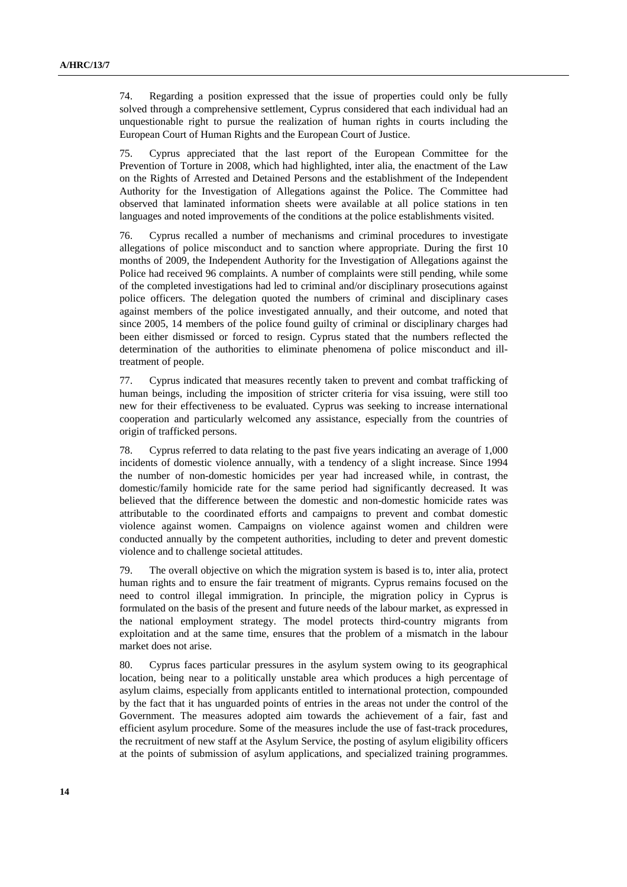74. Regarding a position expressed that the issue of properties could only be fully solved through a comprehensive settlement, Cyprus considered that each individual had an unquestionable right to pursue the realization of human rights in courts including the European Court of Human Rights and the European Court of Justice.

75. Cyprus appreciated that the last report of the European Committee for the Prevention of Torture in 2008, which had highlighted, inter alia, the enactment of the Law on the Rights of Arrested and Detained Persons and the establishment of the Independent Authority for the Investigation of Allegations against the Police. The Committee had observed that laminated information sheets were available at all police stations in ten languages and noted improvements of the conditions at the police establishments visited.

76. Cyprus recalled a number of mechanisms and criminal procedures to investigate allegations of police misconduct and to sanction where appropriate. During the first 10 months of 2009, the Independent Authority for the Investigation of Allegations against the Police had received 96 complaints. A number of complaints were still pending, while some of the completed investigations had led to criminal and/or disciplinary prosecutions against police officers. The delegation quoted the numbers of criminal and disciplinary cases against members of the police investigated annually, and their outcome, and noted that since 2005, 14 members of the police found guilty of criminal or disciplinary charges had been either dismissed or forced to resign. Cyprus stated that the numbers reflected the determination of the authorities to eliminate phenomena of police misconduct and ill-treatment of people.

77. Cyprus indicated that measures recently taken to prevent and combat trafficking of human beings, including the imposition of stricter criteria for visa issuing, were still too new for their effectiveness to be evaluated. Cyprus was seeking to increase international cooperation and particularly welcomed any assistance, especially from the countries of origin of trafficked persons.

78. Cyprus referred to data relating to the past five years indicating an average of 1,000 incidents of domestic violence annually, with a tendency of a slight increase. Since 1994 the number of non-domestic homicides per year had increased while, in contrast, the domestic/family homicide rate for the same period had significantly decreased. It was believed that the difference between the domestic and non-domestic homicide rates was attributable to the coordinated efforts and campaigns to prevent and combat domestic violence against women. Campaigns on violence against women and children were conducted annually by the competent authorities, including to deter and prevent domestic violence and to challenge societal attitudes.

79. The overall objective on which the migration system is based is to, inter alia, protect human rights and to ensure the fair treatment of migrants. Cyprus remains focused on the need to control illegal immigration. In principle, the migration policy in Cyprus is formulated on the basis of the present and future needs of the labour market, as expressed in the national employment strategy. The model protects third-country migrants from exploitation and at the same time, ensures that the problem of a mismatch in the labour market does not arise.

80. Cyprus faces particular pressures in the asylum system owing to its geographical location, being near to a politically unstable area which produces a high percentage of asylum claims, especially from applicants entitled to international protection, compounded by the fact that it has unguarded points of entries in the areas not under the control of the Government. The measures adopted aim towards the achievement of a fair, fast and efficient asylum procedure. Some of the measures include the use of fast-track procedures, the recruitment of new staff at the Asylum Service, the posting of asylum eligibility officers at the points of submission of asylum applications, and specialized training programmes.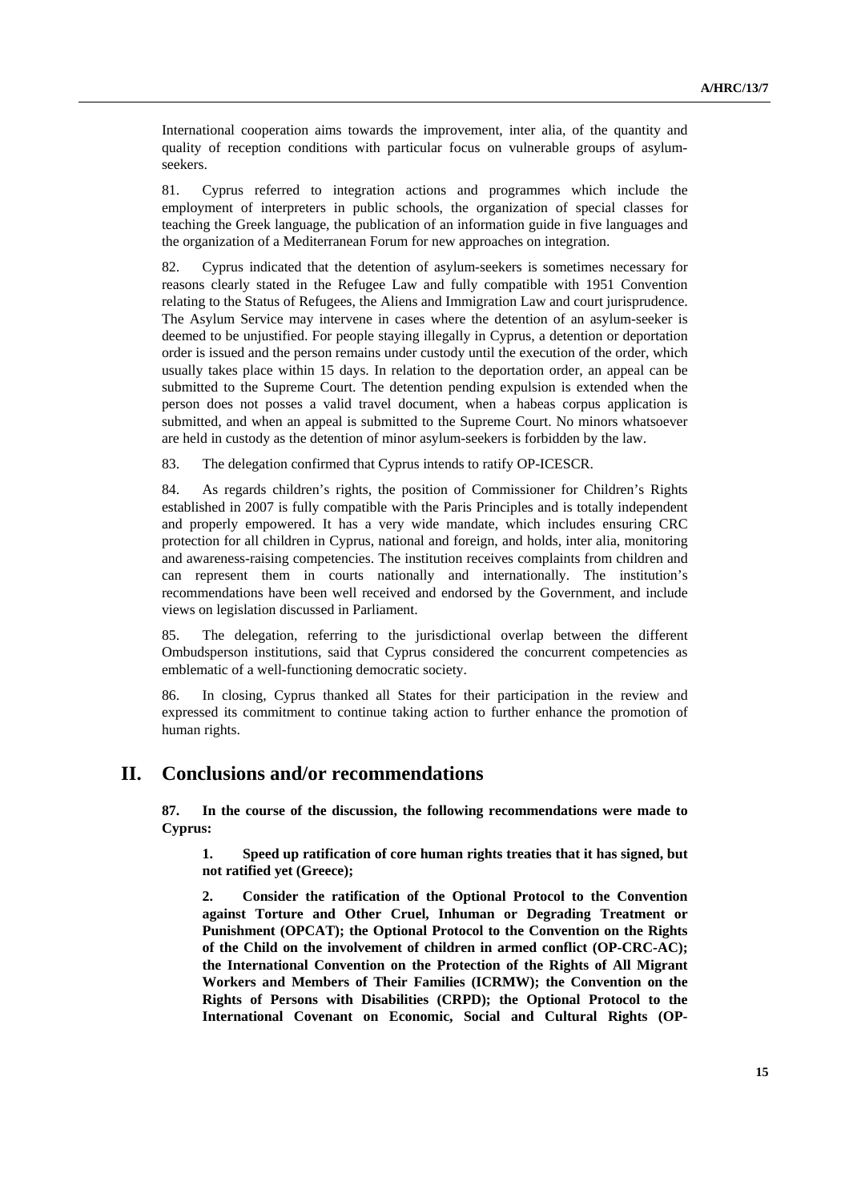International cooperation aims towards the improvement, inter alia, of the quantity and quality of reception conditions with particular focus on vulnerable groups of asylum-seekers.

81. Cyprus referred to integration actions and programmes which include the employment of interpreters in public schools, the organization of special classes for teaching the Greek language, the publication of an information guide in five languages and the organization of a Mediterranean Forum for new approaches on integration.

82. Cyprus indicated that the detention of asylum-seekers is sometimes necessary for reasons clearly stated in the Refugee Law and fully compatible with 1951 Convention relating to the Status of Refugees, the Aliens and Immigration Law and court jurisprudence. The Asylum Service may intervene in cases where the detention of an asylum-seeker is deemed to be unjustified. For people staying illegally in Cyprus, a detention or deportation order is issued and the person remains under custody until the execution of the order, which usually takes place within 15 days. In relation to the deportation order, an appeal can be submitted to the Supreme Court. The detention pending expulsion is extended when the person does not posses a valid travel document, when a habeas corpus application is submitted, and when an appeal is submitted to the Supreme Court. No minors whatsoever are held in custody as the detention of minor asylum-seekers is forbidden by the law.

83. The delegation confirmed that Cyprus intends to ratify OP-ICESCR.

84. As regards children's rights, the position of Commissioner for Children's Rights established in 2007 is fully compatible with the Paris Principles and is totally independent and properly empowered. It has a very wide mandate, which includes ensuring CRC protection for all children in Cyprus, national and foreign, and holds, inter alia, monitoring and awareness-raising competencies. The institution receives complaints from children and can represent them in courts nationally and internationally. The institution's recommendations have been well received and endorsed by the Government, and include views on legislation discussed in Parliament.

85. The delegation, referring to the jurisdictional overlap between the different Ombudsperson institutions, said that Cyprus considered the concurrent competencies as emblematic of a well-functioning democratic society.

86. In closing, Cyprus thanked all States for their participation in the review and expressed its commitment to continue taking action to further enhance the promotion of human rights.

# II. Conclusions and/or recommendations

**87. In the course of the discussion, the following recommendations were made to Cyprus:**

**1. Speed up ratification of core human rights treaties that it has signed, but not ratified yet (Greece);**

**2. Consider the ratification of the Optional Protocol to the Convention against Torture and Other Cruel, Inhuman or Degrading Treatment or Punishment (OPCAT); the Optional Protocol to the Convention on the Rights of the Child on the involvement of children in armed conflict (OP-CRC-AC); the International Convention on the Protection of the Rights of All Migrant Workers and Members of Their Families (ICRMW); the Convention on the Rights of Persons with Disabilities (CRPD); the Optional Protocol to the International Covenant on Economic, Social and Cultural Rights (OP-**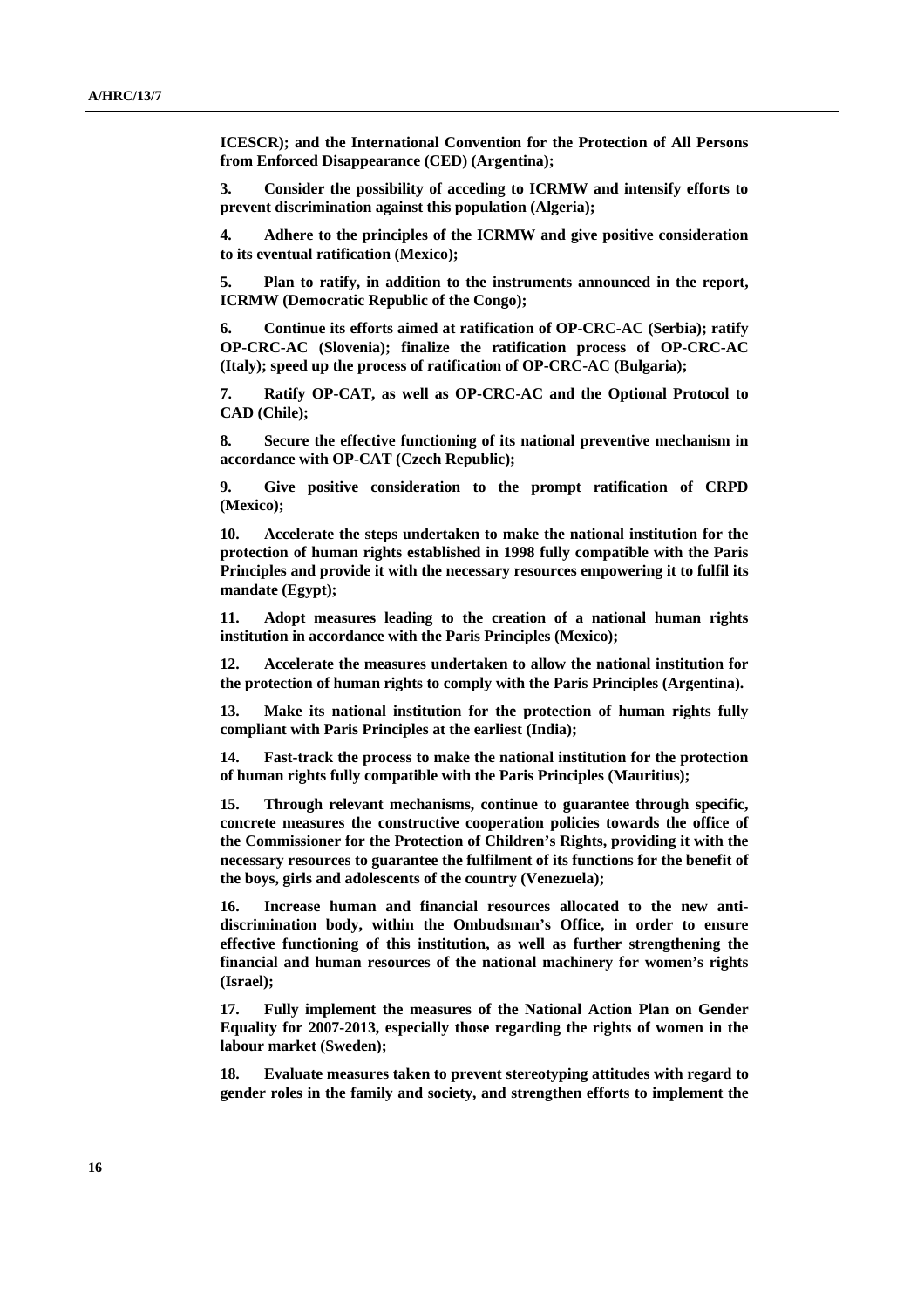**ICESCR); and the International Convention for the Protection of All Persons from Enforced Disappearance (CED) (Argentina);**

**3. Consider the possibility of acceding to ICRMW and intensify efforts to prevent discrimination against this population (Algeria);**

**4. Adhere to the principles of the ICRMW and give positive consideration to its eventual ratification (Mexico);**

**5. Plan to ratify, in addition to the instruments announced in the report, ICRMW (Democratic Republic of the Congo);**

**6. Continue its efforts aimed at ratification of OP-CRC-AC (Serbia); ratify OP-CRC-AC (Slovenia); finalize the ratification process of OP-CRC-AC (Italy); speed up the process of ratification of OP-CRC-AC (Bulgaria);**

**7. Ratify OP-CAT, as well as OP-CRC-AC and the Optional Protocol to CAD (Chile);**

**8. Secure the effective functioning of its national preventive mechanism in accordance with OP-CAT (Czech Republic);**

**9. Give positive consideration to the prompt ratification of CRPD (Mexico);**

**10. Accelerate the steps undertaken to make the national institution for the protection of human rights established in 1998 fully compatible with the Paris Principles and provide it with the necessary resources empowering it to fulfil its mandate (Egypt);**

**11. Adopt measures leading to the creation of a national human rights institution in accordance with the Paris Principles (Mexico);**

**12. Accelerate the measures undertaken to allow the national institution for the protection of human rights to comply with the Paris Principles (Argentina).**

**13. Make its national institution for the protection of human rights fully compliant with Paris Principles at the earliest (India);**

**14. Fast-track the process to make the national institution for the protection of human rights fully compatible with the Paris Principles (Mauritius);**

**15. Through relevant mechanisms, continue to guarantee through specific, concrete measures the constructive cooperation policies towards the office of the Commissioner for the Protection of Children's Rights, providing it with the necessary resources to guarantee the fulfilment of its functions for the benefit of the boys, girls and adolescents of the country (Venezuela);**

**16. Increase human and financial resources allocated to the new anti-discrimination body, within the Ombudsman's Office, in order to ensure effective functioning of this institution, as well as further strengthening the financial and human resources of the national machinery for women's rights (Israel);**

**17. Fully implement the measures of the National Action Plan on Gender Equality for 2007-2013, especially those regarding the rights of women in the labour market (Sweden);**

**18. Evaluate measures taken to prevent stereotyping attitudes with regard to gender roles in the family and society, and strengthen efforts to implement the**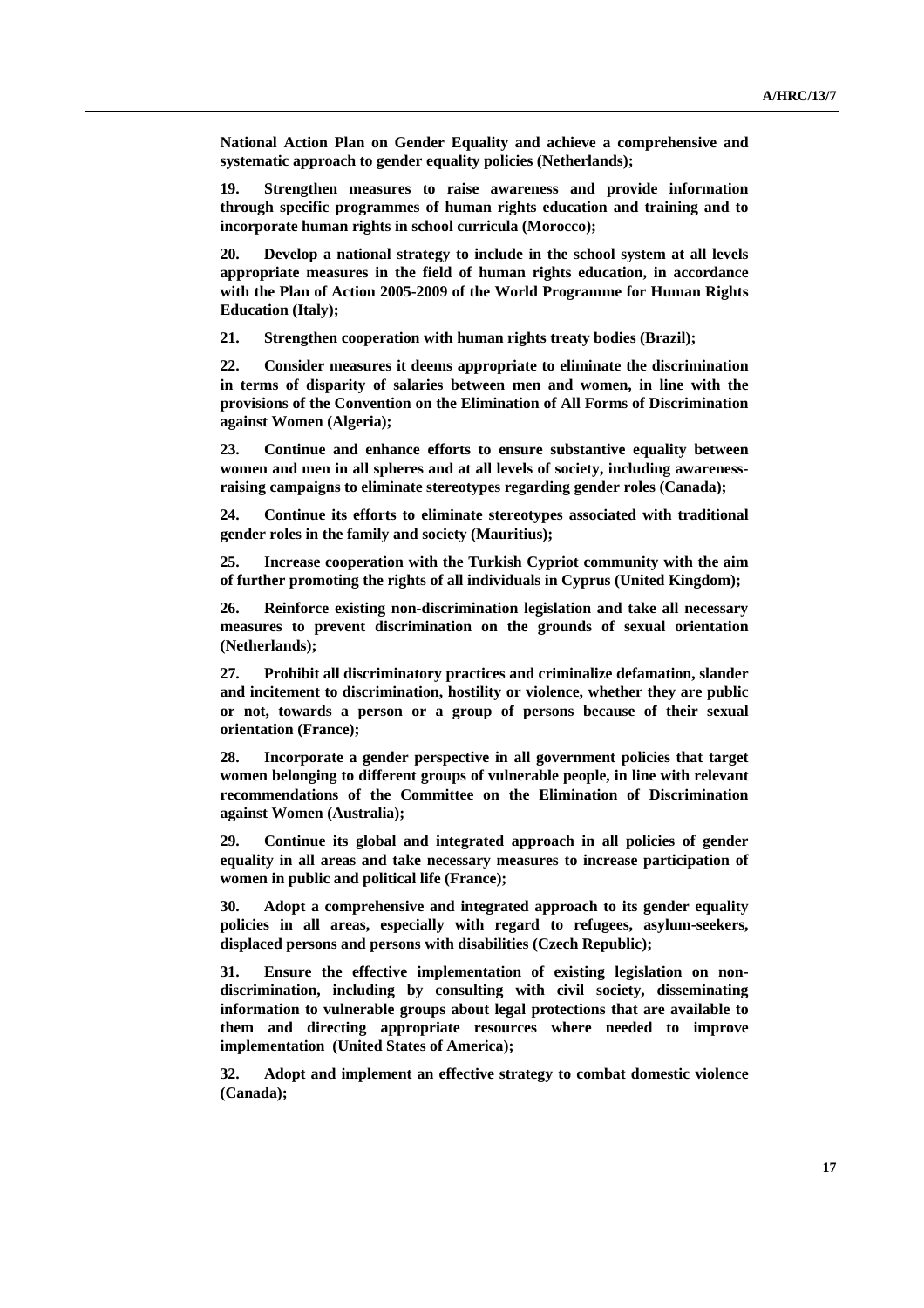**National Action Plan on Gender Equality and achieve a comprehensive and systematic approach to gender equality policies (Netherlands);**

**19. Strengthen measures to raise awareness and provide information through specific programmes of human rights education and training and to incorporate human rights in school curricula (Morocco);**

**20. Develop a national strategy to include in the school system at all levels appropriate measures in the field of human rights education, in accordance with the Plan of Action 2005-2009 of the World Programme for Human Rights Education (Italy);**

**21. Strengthen cooperation with human rights treaty bodies (Brazil);**

**22. Consider measures it deems appropriate to eliminate the discrimination in terms of disparity of salaries between men and women, in line with the provisions of the Convention on the Elimination of All Forms of Discrimination against Women (Algeria);**

**23. Continue and enhance efforts to ensure substantive equality between women and men in all spheres and at all levels of society, including awareness-raising campaigns to eliminate stereotypes regarding gender roles (Canada);**

**24. Continue its efforts to eliminate stereotypes associated with traditional gender roles in the family and society (Mauritius);**

**25. Increase cooperation with the Turkish Cypriot community with the aim of further promoting the rights of all individuals in Cyprus (United Kingdom);**

**26. Reinforce existing non-discrimination legislation and take all necessary measures to prevent discrimination on the grounds of sexual orientation (Netherlands);**

**27. Prohibit all discriminatory practices and criminalize defamation, slander and incitement to discrimination, hostility or violence, whether they are public or not, towards a person or a group of persons because of their sexual orientation (France);**

**28. Incorporate a gender perspective in all government policies that target women belonging to different groups of vulnerable people, in line with relevant recommendations of the Committee on the Elimination of Discrimination against Women (Australia);**

**29. Continue its global and integrated approach in all policies of gender equality in all areas and take necessary measures to increase participation of women in public and political life (France);**

**30. Adopt a comprehensive and integrated approach to its gender equality policies in all areas, especially with regard to refugees, asylum-seekers, displaced persons and persons with disabilities (Czech Republic);**

**31. Ensure the effective implementation of existing legislation on non-discrimination, including by consulting with civil society, disseminating information to vulnerable groups about legal protections that are available to them and directing appropriate resources where needed to improve implementation (United States of America);**

**32. Adopt and implement an effective strategy to combat domestic violence (Canada);**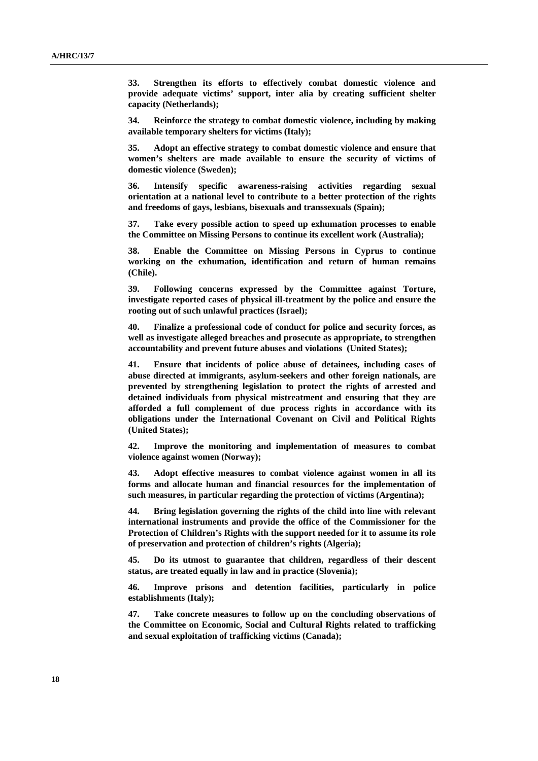**33. Strengthen its efforts to effectively combat domestic violence and provide adequate victims' support, inter alia by creating sufficient shelter capacity (Netherlands);**

**34. Reinforce the strategy to combat domestic violence, including by making available temporary shelters for victims (Italy);**

**35. Adopt an effective strategy to combat domestic violence and ensure that women's shelters are made available to ensure the security of victims of domestic violence (Sweden);**

**36. Intensify specific awareness-raising activities regarding sexual orientation at a national level to contribute to a better protection of the rights and freedoms of gays, lesbians, bisexuals and transsexuals (Spain);**

**37. Take every possible action to speed up exhumation processes to enable the Committee on Missing Persons to continue its excellent work (Australia);**

**38. Enable the Committee on Missing Persons in Cyprus to continue working on the exhumation, identification and return of human remains (Chile).**

**39. Following concerns expressed by the Committee against Torture, investigate reported cases of physical ill-treatment by the police and ensure the rooting out of such unlawful practices (Israel);**

**40. Finalize a professional code of conduct for police and security forces, as well as investigate alleged breaches and prosecute as appropriate, to strengthen accountability and prevent future abuses and violations (United States);**

**41. Ensure that incidents of police abuse of detainees, including cases of abuse directed at immigrants, asylum-seekers and other foreign nationals, are prevented by strengthening legislation to protect the rights of arrested and detained individuals from physical mistreatment and ensuring that they are afforded a full complement of due process rights in accordance with its obligations under the International Covenant on Civil and Political Rights (United States);**

**42. Improve the monitoring and implementation of measures to combat violence against women (Norway);**

**43. Adopt effective measures to combat violence against women in all its forms and allocate human and financial resources for the implementation of such measures, in particular regarding the protection of victims (Argentina);**

**44. Bring legislation governing the rights of the child into line with relevant international instruments and provide the office of the Commissioner for the Protection of Children's Rights with the support needed for it to assume its role of preservation and protection of children's rights (Algeria);**

**45. Do its utmost to guarantee that children, regardless of their descent status, are treated equally in law and in practice (Slovenia);**

**46. Improve prisons and detention facilities, particularly in police establishments (Italy);**

**47. Take concrete measures to follow up on the concluding observations of the Committee on Economic, Social and Cultural Rights related to trafficking and sexual exploitation of trafficking victims (Canada);**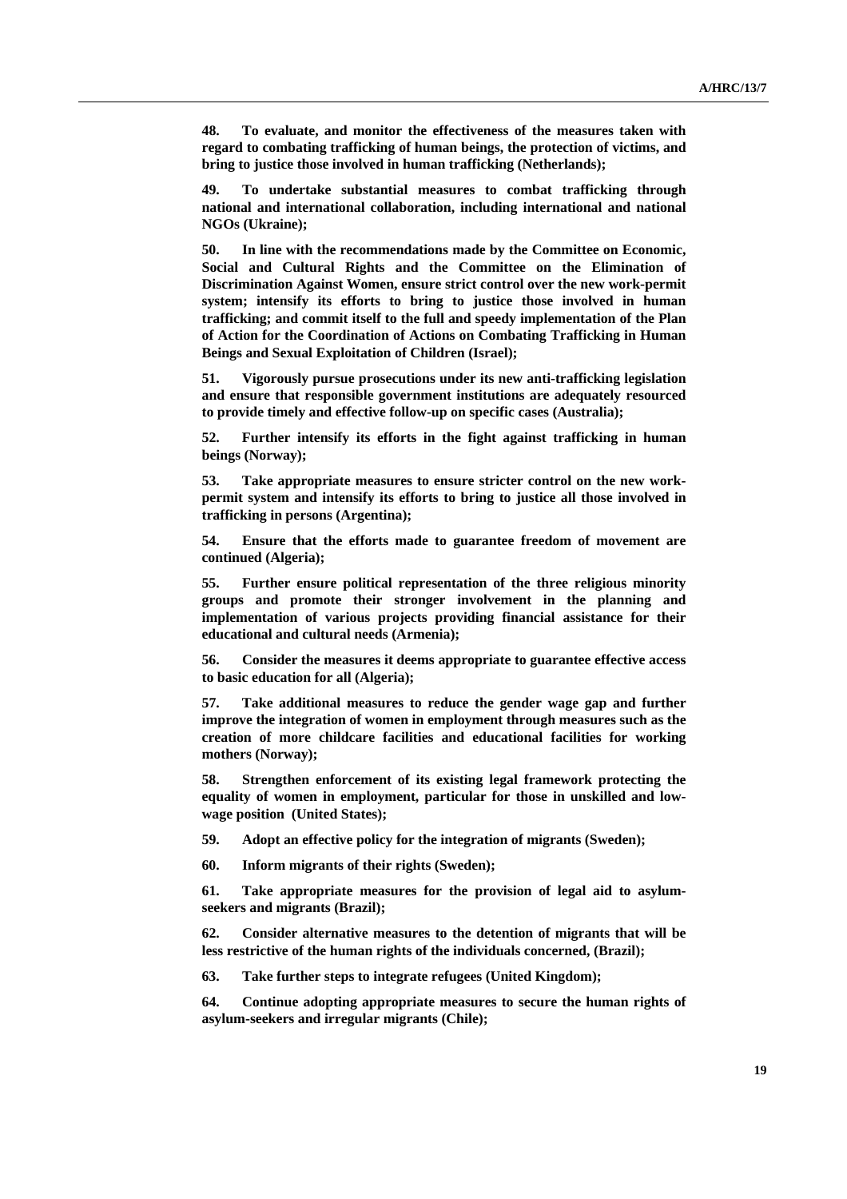**48. To evaluate, and monitor the effectiveness of the measures taken with regard to combating trafficking of human beings, the protection of victims, and bring to justice those involved in human trafficking (Netherlands);**

**49. To undertake substantial measures to combat trafficking through national and international collaboration, including international and national NGOs (Ukraine);**

**50. In line with the recommendations made by the Committee on Economic, Social and Cultural Rights and the Committee on the Elimination of Discrimination Against Women, ensure strict control over the new work-permit system; intensify its efforts to bring to justice those involved in human trafficking; and commit itself to the full and speedy implementation of the Plan of Action for the Coordination of Actions on Combating Trafficking in Human Beings and Sexual Exploitation of Children (Israel);**

**51. Vigorously pursue prosecutions under its new anti-trafficking legislation and ensure that responsible government institutions are adequately resourced to provide timely and effective follow-up on specific cases (Australia);**

**52. Further intensify its efforts in the fight against trafficking in human beings (Norway);**

**53. Take appropriate measures to ensure stricter control on the new work-permit system and intensify its efforts to bring to justice all those involved in trafficking in persons (Argentina);**

**54. Ensure that the efforts made to guarantee freedom of movement are continued (Algeria);**

**55. Further ensure political representation of the three religious minority groups and promote their stronger involvement in the planning and implementation of various projects providing financial assistance for their educational and cultural needs (Armenia);**

**56. Consider the measures it deems appropriate to guarantee effective access to basic education for all (Algeria);**

**57. Take additional measures to reduce the gender wage gap and further improve the integration of women in employment through measures such as the creation of more childcare facilities and educational facilities for working mothers (Norway);**

**58. Strengthen enforcement of its existing legal framework protecting the equality of women in employment, particular for those in unskilled and low-wage position (United States);**

**59. Adopt an effective policy for the integration of migrants (Sweden);**

**60. Inform migrants of their rights (Sweden);**

**61. Take appropriate measures for the provision of legal aid to asylum-seekers and migrants (Brazil);**

**62. Consider alternative measures to the detention of migrants that will be less restrictive of the human rights of the individuals concerned, (Brazil);**

**63. Take further steps to integrate refugees (United Kingdom);**

**64. Continue adopting appropriate measures to secure the human rights of asylum-seekers and irregular migrants (Chile);**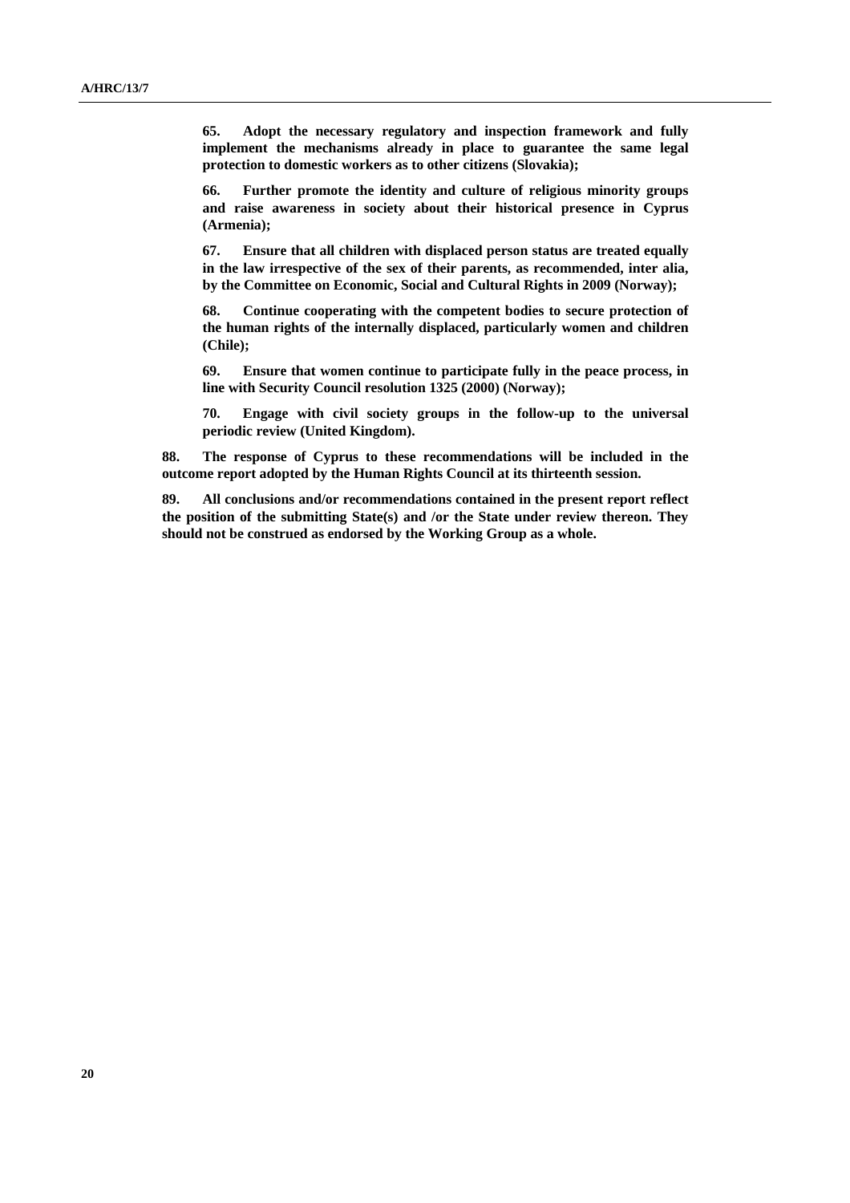**65. Adopt the necessary regulatory and inspection framework and fully implement the mechanisms already in place to guarantee the same legal protection to domestic workers as to other citizens (Slovakia);**

**66. Further promote the identity and culture of religious minority groups and raise awareness in society about their historical presence in Cyprus (Armenia);**

**67. Ensure that all children with displaced person status are treated equally in the law irrespective of the sex of their parents, as recommended, inter alia, by the Committee on Economic, Social and Cultural Rights in 2009 (Norway);**

**68. Continue cooperating with the competent bodies to secure protection of the human rights of the internally displaced, particularly women and children (Chile);**

**69. Ensure that women continue to participate fully in the peace process, in line with Security Council resolution 1325 (2000) (Norway);**

**70. Engage with civil society groups in the follow-up to the universal periodic review (United Kingdom).**

**88. The response of Cyprus to these recommendations will be included in the outcome report adopted by the Human Rights Council at its thirteenth session.**

**89. All conclusions and/or recommendations contained in the present report reflect the position of the submitting State(s) and /or the State under review thereon. They should not be construed as endorsed by the Working Group as a whole.**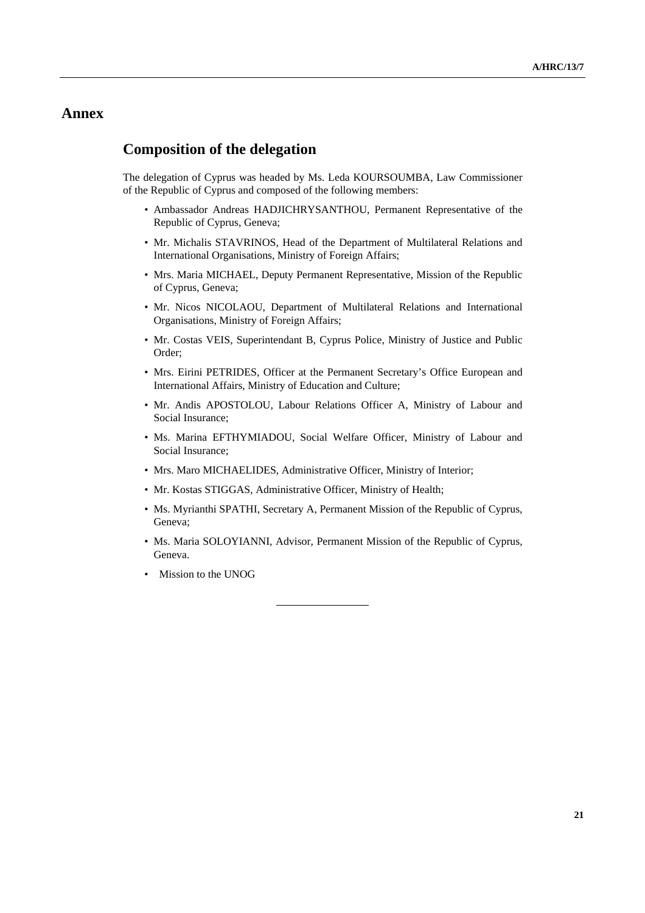# Annex

## Composition of the delegation

The delegation of Cyprus was headed by Ms. Leda KOURSOUMBA, Law Commissioner of the Republic of Cyprus and composed of the following members:

- Ambassador Andreas HADJICHRYSANTHOU, Permanent Representative of the Republic of Cyprus, Geneva;
- Mr. Michalis STAVRINOS, Head of the Department of Multilateral Relations and International Organisations, Ministry of Foreign Affairs;
- Mrs. Maria MICHAEL, Deputy Permanent Representative, Mission of the Republic of Cyprus, Geneva;
- Mr. Nicos NICOLAOU, Department of Multilateral Relations and International Organisations, Ministry of Foreign Affairs;
- Mr. Costas VEIS, Superintendant B, Cyprus Police, Ministry of Justice and Public Order;
- Mrs. Eirini PETRIDES, Officer at the Permanent Secretary's Office European and International Affairs, Ministry of Education and Culture;
- Mr. Andis APOSTOLOU, Labour Relations Officer A, Ministry of Labour and Social Insurance;
- Ms. Marina EFTHYMIADOU, Social Welfare Officer, Ministry of Labour and Social Insurance;
- Mrs. Maro MICHAELIDES, Administrative Officer, Ministry of Interior;
- Mr. Kostas STIGGAS, Administrative Officer, Ministry of Health;
- Ms. Myrianthi SPATHI, Secretary A, Permanent Mission of the Republic of Cyprus, Geneva;
- Ms. Maria SOLOYIANNI, Advisor, Permanent Mission of the Republic of Cyprus, Geneva.
- Mission to the UNOG